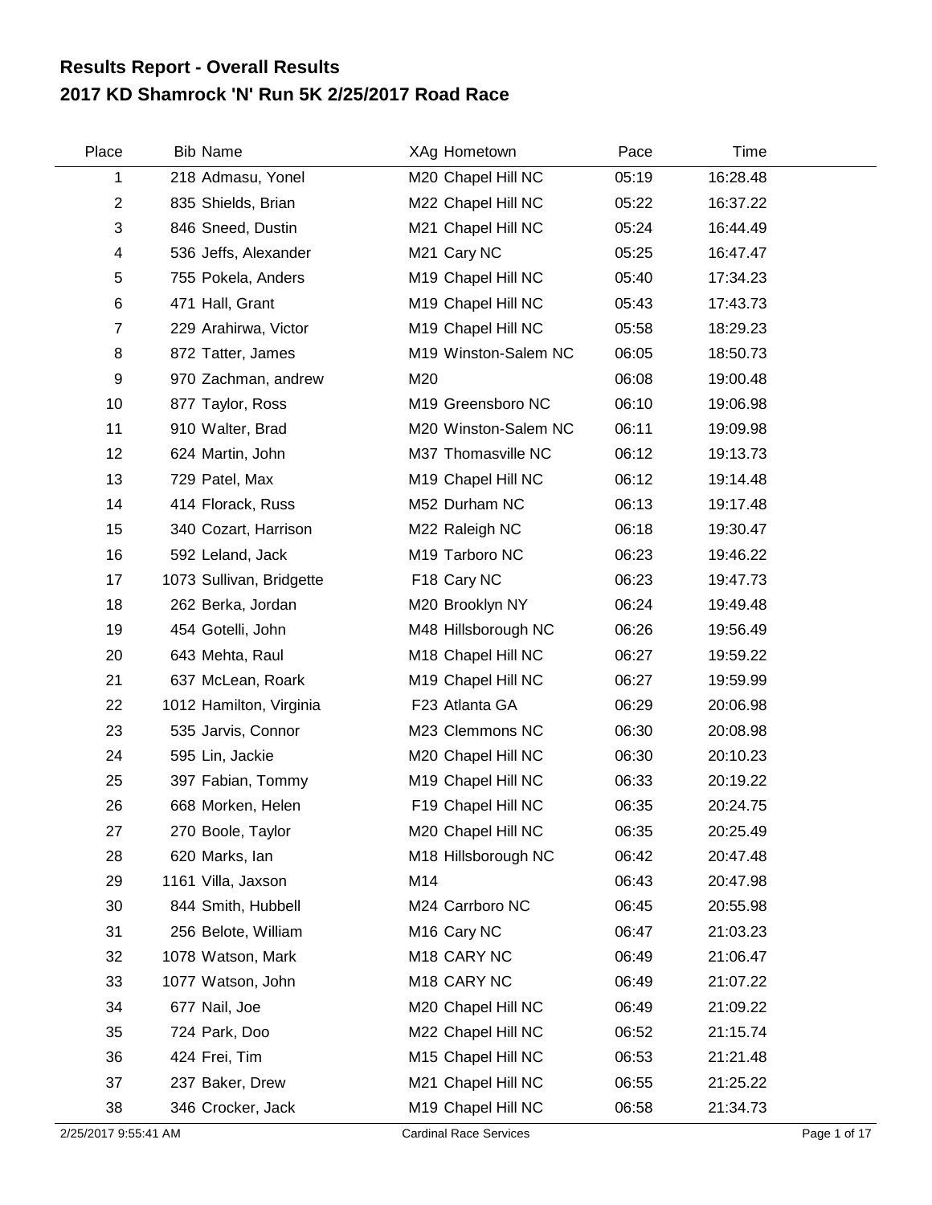# Results Report - Overall Results
## 2017 KD Shamrock 'N' Run 5K 2/25/2017 Road Race

| Place | Bib | Name | XAg | Hometown | Pace | Time |
|---|---|---|---|---|---|---|
| 1 | 218 | Admasu, Yonel | M20 | Chapel Hill NC | 05:19 | 16:28.48 |
| 2 | 835 | Shields, Brian | M22 | Chapel Hill NC | 05:22 | 16:37.22 |
| 3 | 846 | Sneed, Dustin | M21 | Chapel Hill NC | 05:24 | 16:44.49 |
| 4 | 536 | Jeffs, Alexander | M21 | Cary NC | 05:25 | 16:47.47 |
| 5 | 755 | Pokela, Anders | M19 | Chapel Hill NC | 05:40 | 17:34.23 |
| 6 | 471 | Hall, Grant | M19 | Chapel Hill NC | 05:43 | 17:43.73 |
| 7 | 229 | Arahirwa, Victor | M19 | Chapel Hill NC | 05:58 | 18:29.23 |
| 8 | 872 | Tatter, James | M19 | Winston-Salem NC | 06:05 | 18:50.73 |
| 9 | 970 | Zachman, andrew | M20 | | 06:08 | 19:00.48 |
| 10 | 877 | Taylor, Ross | M19 | Greensboro NC | 06:10 | 19:06.98 |
| 11 | 910 | Walter, Brad | M20 | Winston-Salem NC | 06:11 | 19:09.98 |
| 12 | 624 | Martin, John | M37 | Thomasville NC | 06:12 | 19:13.73 |
| 13 | 729 | Patel, Max | M19 | Chapel Hill NC | 06:12 | 19:14.48 |
| 14 | 414 | Florack, Russ | M52 | Durham NC | 06:13 | 19:17.48 |
| 15 | 340 | Cozart, Harrison | M22 | Raleigh NC | 06:18 | 19:30.47 |
| 16 | 592 | Leland, Jack | M19 | Tarboro NC | 06:23 | 19:46.22 |
| 17 | 1073 | Sullivan, Bridgette | F18 | Cary NC | 06:23 | 19:47.73 |
| 18 | 262 | Berka, Jordan | M20 | Brooklyn NY | 06:24 | 19:49.48 |
| 19 | 454 | Gotelli, John | M48 | Hillsborough NC | 06:26 | 19:56.49 |
| 20 | 643 | Mehta, Raul | M18 | Chapel Hill NC | 06:27 | 19:59.22 |
| 21 | 637 | McLean, Roark | M19 | Chapel Hill NC | 06:27 | 19:59.99 |
| 22 | 1012 | Hamilton, Virginia | F23 | Atlanta GA | 06:29 | 20:06.98 |
| 23 | 535 | Jarvis, Connor | M23 | Clemmons NC | 06:30 | 20:08.98 |
| 24 | 595 | Lin, Jackie | M20 | Chapel Hill NC | 06:30 | 20:10.23 |
| 25 | 397 | Fabian, Tommy | M19 | Chapel Hill NC | 06:33 | 20:19.22 |
| 26 | 668 | Morken, Helen | F19 | Chapel Hill NC | 06:35 | 20:24.75 |
| 27 | 270 | Boole, Taylor | M20 | Chapel Hill NC | 06:35 | 20:25.49 |
| 28 | 620 | Marks, Ian | M18 | Hillsborough NC | 06:42 | 20:47.48 |
| 29 | 1161 | Villa, Jaxson | M14 | | 06:43 | 20:47.98 |
| 30 | 844 | Smith, Hubbell | M24 | Carrboro NC | 06:45 | 20:55.98 |
| 31 | 256 | Belote, William | M16 | Cary NC | 06:47 | 21:03.23 |
| 32 | 1078 | Watson, Mark | M18 | CARY NC | 06:49 | 21:06.47 |
| 33 | 1077 | Watson, John | M18 | CARY NC | 06:49 | 21:07.22 |
| 34 | 677 | Nail, Joe | M20 | Chapel Hill NC | 06:49 | 21:09.22 |
| 35 | 724 | Park, Doo | M22 | Chapel Hill NC | 06:52 | 21:15.74 |
| 36 | 424 | Frei, Tim | M15 | Chapel Hill NC | 06:53 | 21:21.48 |
| 37 | 237 | Baker, Drew | M21 | Chapel Hill NC | 06:55 | 21:25.22 |
| 38 | 346 | Crocker, Jack | M19 | Chapel Hill NC | 06:58 | 21:34.73 |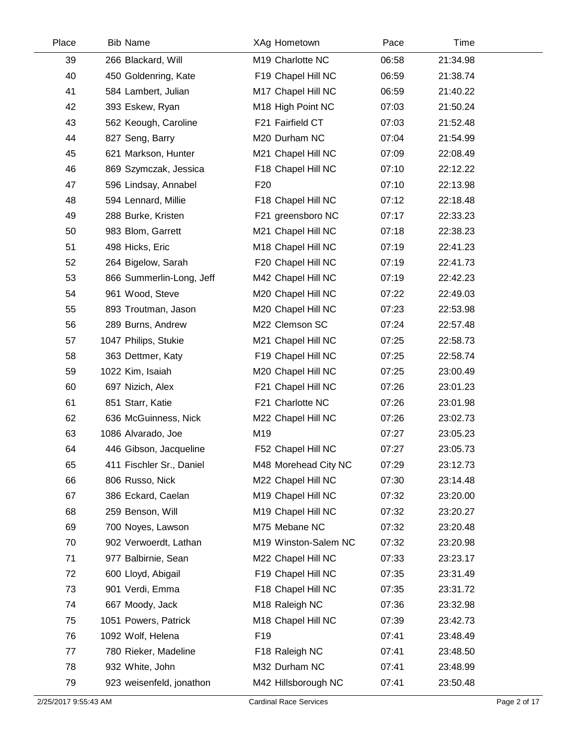| Place | Bib | Name | XAg | Hometown | Pace | Time |
|---|---|---|---|---|---|---|
| 39 | 266 | Blackard, Will | M19 | Charlotte NC | 06:58 | 21:34.98 |
| 40 | 450 | Goldenring, Kate | F19 | Chapel Hill NC | 06:59 | 21:38.74 |
| 41 | 584 | Lambert, Julian | M17 | Chapel Hill NC | 06:59 | 21:40.22 |
| 42 | 393 | Eskew, Ryan | M18 | High Point NC | 07:03 | 21:50.24 |
| 43 | 562 | Keough, Caroline | F21 | Fairfield CT | 07:03 | 21:52.48 |
| 44 | 827 | Seng, Barry | M20 | Durham NC | 07:04 | 21:54.99 |
| 45 | 621 | Markson, Hunter | M21 | Chapel Hill NC | 07:09 | 22:08.49 |
| 46 | 869 | Szymczak, Jessica | F18 | Chapel Hill NC | 07:10 | 22:12.22 |
| 47 | 596 | Lindsay, Annabel | F20 | | 07:10 | 22:13.98 |
| 48 | 594 | Lennard, Millie | F18 | Chapel Hill NC | 07:12 | 22:18.48 |
| 49 | 288 | Burke, Kristen | F21 | greensboro NC | 07:17 | 22:33.23 |
| 50 | 983 | Blom, Garrett | M21 | Chapel Hill NC | 07:18 | 22:38.23 |
| 51 | 498 | Hicks, Eric | M18 | Chapel Hill NC | 07:19 | 22:41.23 |
| 52 | 264 | Bigelow, Sarah | F20 | Chapel Hill NC | 07:19 | 22:41.73 |
| 53 | 866 | Summerlin-Long, Jeff | M42 | Chapel Hill NC | 07:19 | 22:42.23 |
| 54 | 961 | Wood, Steve | M20 | Chapel Hill NC | 07:22 | 22:49.03 |
| 55 | 893 | Troutman, Jason | M20 | Chapel Hill NC | 07:23 | 22:53.98 |
| 56 | 289 | Burns, Andrew | M22 | Clemson SC | 07:24 | 22:57.48 |
| 57 | 1047 | Philips, Stukie | M21 | Chapel Hill NC | 07:25 | 22:58.73 |
| 58 | 363 | Dettmer, Katy | F19 | Chapel Hill NC | 07:25 | 22:58.74 |
| 59 | 1022 | Kim, Isaiah | M20 | Chapel Hill NC | 07:25 | 23:00.49 |
| 60 | 697 | Nizich, Alex | F21 | Chapel Hill NC | 07:26 | 23:01.23 |
| 61 | 851 | Starr, Katie | F21 | Charlotte NC | 07:26 | 23:01.98 |
| 62 | 636 | McGuinness, Nick | M22 | Chapel Hill NC | 07:26 | 23:02.73 |
| 63 | 1086 | Alvarado, Joe | M19 | | 07:27 | 23:05.23 |
| 64 | 446 | Gibson, Jacqueline | F52 | Chapel Hill NC | 07:27 | 23:05.73 |
| 65 | 411 | Fischler Sr., Daniel | M48 | Morehead City NC | 07:29 | 23:12.73 |
| 66 | 806 | Russo, Nick | M22 | Chapel Hill NC | 07:30 | 23:14.48 |
| 67 | 386 | Eckard, Caelan | M19 | Chapel Hill NC | 07:32 | 23:20.00 |
| 68 | 259 | Benson, Will | M19 | Chapel Hill NC | 07:32 | 23:20.27 |
| 69 | 700 | Noyes, Lawson | M75 | Mebane NC | 07:32 | 23:20.48 |
| 70 | 902 | Verwoerdt, Lathan | M19 | Winston-Salem NC | 07:32 | 23:20.98 |
| 71 | 977 | Balbirnie, Sean | M22 | Chapel Hill NC | 07:33 | 23:23.17 |
| 72 | 600 | Lloyd, Abigail | F19 | Chapel Hill NC | 07:35 | 23:31.49 |
| 73 | 901 | Verdi, Emma | F18 | Chapel Hill NC | 07:35 | 23:31.72 |
| 74 | 667 | Moody, Jack | M18 | Raleigh NC | 07:36 | 23:32.98 |
| 75 | 1051 | Powers, Patrick | M18 | Chapel Hill NC | 07:39 | 23:42.73 |
| 76 | 1092 | Wolf, Helena | F19 | | 07:41 | 23:48.49 |
| 77 | 780 | Rieker, Madeline | F18 | Raleigh NC | 07:41 | 23:48.50 |
| 78 | 932 | White, John | M32 | Durham NC | 07:41 | 23:48.99 |
| 79 | 923 | weisenfeld, jonathon | M42 | Hillsborough NC | 07:41 | 23:50.48 |

2/25/2017 9:55:43 AM Cardinal Race Services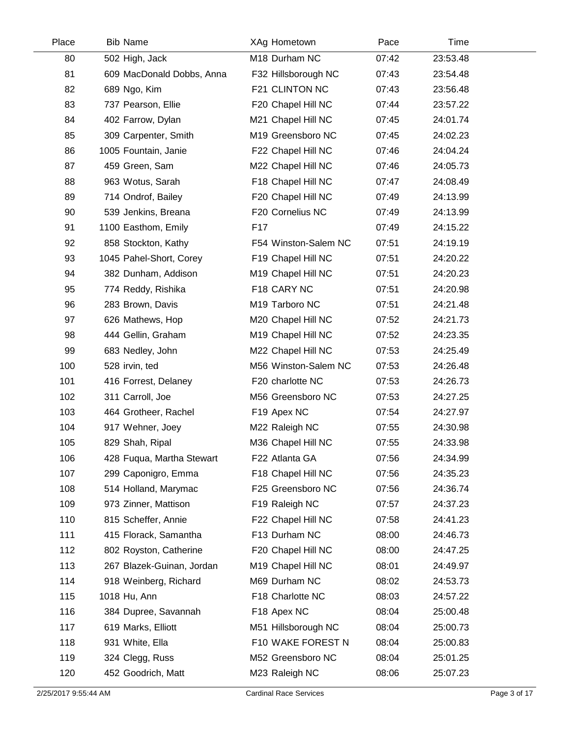| Place | Bib | Name | XAg | Hometown | Pace | Time |
|---|---|---|---|---|---|---|
| 80 | 502 | High, Jack | M18 | Durham NC | 07:42 | 23:53.48 |
| 81 | 609 | MacDonald Dobbs, Anna | F32 | Hillsborough NC | 07:43 | 23:54.48 |
| 82 | 689 | Ngo, Kim | F21 | CLINTON NC | 07:43 | 23:56.48 |
| 83 | 737 | Pearson, Ellie | F20 | Chapel Hill NC | 07:44 | 23:57.22 |
| 84 | 402 | Farrow, Dylan | M21 | Chapel Hill NC | 07:45 | 24:01.74 |
| 85 | 309 | Carpenter, Smith | M19 | Greensboro NC | 07:45 | 24:02.23 |
| 86 | 1005 | Fountain, Janie | F22 | Chapel Hill NC | 07:46 | 24:04.24 |
| 87 | 459 | Green, Sam | M22 | Chapel Hill NC | 07:46 | 24:05.73 |
| 88 | 963 | Wotus, Sarah | F18 | Chapel Hill NC | 07:47 | 24:08.49 |
| 89 | 714 | Ondrof, Bailey | F20 | Chapel Hill NC | 07:49 | 24:13.99 |
| 90 | 539 | Jenkins, Breana | F20 | Cornelius NC | 07:49 | 24:13.99 |
| 91 | 1100 | Easthom, Emily | F17 | | 07:49 | 24:15.22 |
| 92 | 858 | Stockton, Kathy | F54 | Winston-Salem NC | 07:51 | 24:19.19 |
| 93 | 1045 | Pahel-Short, Corey | F19 | Chapel Hill NC | 07:51 | 24:20.22 |
| 94 | 382 | Dunham, Addison | M19 | Chapel Hill NC | 07:51 | 24:20.23 |
| 95 | 774 | Reddy, Rishika | F18 | CARY NC | 07:51 | 24:20.98 |
| 96 | 283 | Brown, Davis | M19 | Tarboro NC | 07:51 | 24:21.48 |
| 97 | 626 | Mathews, Hop | M20 | Chapel Hill NC | 07:52 | 24:21.73 |
| 98 | 444 | Gellin, Graham | M19 | Chapel Hill NC | 07:52 | 24:23.35 |
| 99 | 683 | Nedley, John | M22 | Chapel Hill NC | 07:53 | 24:25.49 |
| 100 | 528 | irvin, ted | M56 | Winston-Salem NC | 07:53 | 24:26.48 |
| 101 | 416 | Forrest, Delaney | F20 | charlotte NC | 07:53 | 24:26.73 |
| 102 | 311 | Carroll, Joe | M56 | Greensboro NC | 07:53 | 24:27.25 |
| 103 | 464 | Grotheer, Rachel | F19 | Apex NC | 07:54 | 24:27.97 |
| 104 | 917 | Wehner, Joey | M22 | Raleigh NC | 07:55 | 24:30.98 |
| 105 | 829 | Shah, Ripal | M36 | Chapel Hill NC | 07:55 | 24:33.98 |
| 106 | 428 | Fuqua, Martha Stewart | F22 | Atlanta GA | 07:56 | 24:34.99 |
| 107 | 299 | Caponigro, Emma | F18 | Chapel Hill NC | 07:56 | 24:35.23 |
| 108 | 514 | Holland, Marymac | F25 | Greensboro NC | 07:56 | 24:36.74 |
| 109 | 973 | Zinner, Mattison | F19 | Raleigh NC | 07:57 | 24:37.23 |
| 110 | 815 | Scheffer, Annie | F22 | Chapel Hill NC | 07:58 | 24:41.23 |
| 111 | 415 | Florack, Samantha | F13 | Durham NC | 08:00 | 24:46.73 |
| 112 | 802 | Royston, Catherine | F20 | Chapel Hill NC | 08:00 | 24:47.25 |
| 113 | 267 | Blazek-Guinan, Jordan | M19 | Chapel Hill NC | 08:01 | 24:49.97 |
| 114 | 918 | Weinberg, Richard | M69 | Durham NC | 08:02 | 24:53.73 |
| 115 | 1018 | Hu, Ann | F18 | Charlotte NC | 08:03 | 24:57.22 |
| 116 | 384 | Dupree, Savannah | F18 | Apex NC | 08:04 | 25:00.48 |
| 117 | 619 | Marks, Elliott | M51 | Hillsborough NC | 08:04 | 25:00.73 |
| 118 | 931 | White, Ella | F10 | WAKE FOREST N | 08:04 | 25:00.83 |
| 119 | 324 | Clegg, Russ | M52 | Greensboro NC | 08:04 | 25:01.25 |
| 120 | 452 | Goodrich, Matt | M23 | Raleigh NC | 08:06 | 25:07.23 |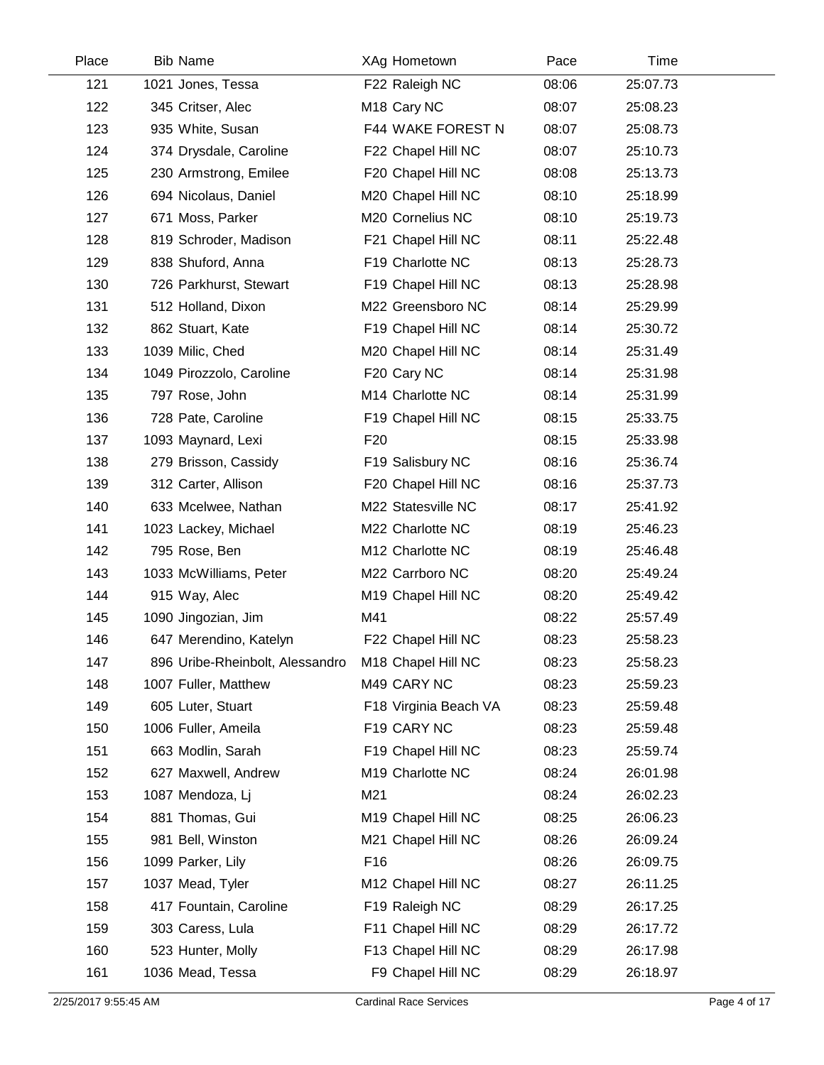| Place | Bib | Name | XAg | Hometown | Pace | Time |
|---|---|---|---|---|---|---|
| 121 | 1021 | Jones, Tessa | F22 | Raleigh NC | 08:06 | 25:07.73 |
| 122 | 345 | Critser, Alec | M18 | Cary NC | 08:07 | 25:08.23 |
| 123 | 935 | White, Susan | F44 | WAKE FOREST N | 08:07 | 25:08.73 |
| 124 | 374 | Drysdale, Caroline | F22 | Chapel Hill NC | 08:07 | 25:10.73 |
| 125 | 230 | Armstrong, Emilee | F20 | Chapel Hill NC | 08:08 | 25:13.73 |
| 126 | 694 | Nicolaus, Daniel | M20 | Chapel Hill NC | 08:10 | 25:18.99 |
| 127 | 671 | Moss, Parker | M20 | Cornelius NC | 08:10 | 25:19.73 |
| 128 | 819 | Schroder, Madison | F21 | Chapel Hill NC | 08:11 | 25:22.48 |
| 129 | 838 | Shuford, Anna | F19 | Charlotte NC | 08:13 | 25:28.73 |
| 130 | 726 | Parkhurst, Stewart | F19 | Chapel Hill NC | 08:13 | 25:28.98 |
| 131 | 512 | Holland, Dixon | M22 | Greensboro NC | 08:14 | 25:29.99 |
| 132 | 862 | Stuart, Kate | F19 | Chapel Hill NC | 08:14 | 25:30.72 |
| 133 | 1039 | Milic, Ched | M20 | Chapel Hill NC | 08:14 | 25:31.49 |
| 134 | 1049 | Pirozzolo, Caroline | F20 | Cary NC | 08:14 | 25:31.98 |
| 135 | 797 | Rose, John | M14 | Charlotte NC | 08:14 | 25:31.99 |
| 136 | 728 | Pate, Caroline | F19 | Chapel Hill NC | 08:15 | 25:33.75 |
| 137 | 1093 | Maynard, Lexi | F20 | | 08:15 | 25:33.98 |
| 138 | 279 | Brisson, Cassidy | F19 | Salisbury NC | 08:16 | 25:36.74 |
| 139 | 312 | Carter, Allison | F20 | Chapel Hill NC | 08:16 | 25:37.73 |
| 140 | 633 | Mcelwee, Nathan | M22 | Statesville NC | 08:17 | 25:41.92 |
| 141 | 1023 | Lackey, Michael | M22 | Charlotte NC | 08:19 | 25:46.23 |
| 142 | 795 | Rose, Ben | M12 | Charlotte NC | 08:19 | 25:46.48 |
| 143 | 1033 | McWilliams, Peter | M22 | Carrboro NC | 08:20 | 25:49.24 |
| 144 | 915 | Way, Alec | M19 | Chapel Hill NC | 08:20 | 25:49.42 |
| 145 | 1090 | Jingozian, Jim | M41 | | 08:22 | 25:57.49 |
| 146 | 647 | Merendino, Katelyn | F22 | Chapel Hill NC | 08:23 | 25:58.23 |
| 147 | 896 | Uribe-Rheinbolt, Alessandro | M18 | Chapel Hill NC | 08:23 | 25:58.23 |
| 148 | 1007 | Fuller, Matthew | M49 | CARY NC | 08:23 | 25:59.23 |
| 149 | 605 | Luter, Stuart | F18 | Virginia Beach VA | 08:23 | 25:59.48 |
| 150 | 1006 | Fuller, Ameila | F19 | CARY NC | 08:23 | 25:59.48 |
| 151 | 663 | Modlin, Sarah | F19 | Chapel Hill NC | 08:23 | 25:59.74 |
| 152 | 627 | Maxwell, Andrew | M19 | Charlotte NC | 08:24 | 26:01.98 |
| 153 | 1087 | Mendoza, Lj | M21 | | 08:24 | 26:02.23 |
| 154 | 881 | Thomas, Gui | M19 | Chapel Hill NC | 08:25 | 26:06.23 |
| 155 | 981 | Bell, Winston | M21 | Chapel Hill NC | 08:26 | 26:09.24 |
| 156 | 1099 | Parker, Lily | F16 | | 08:26 | 26:09.75 |
| 157 | 1037 | Mead, Tyler | M12 | Chapel Hill NC | 08:27 | 26:11.25 |
| 158 | 417 | Fountain, Caroline | F19 | Raleigh NC | 08:29 | 26:17.25 |
| 159 | 303 | Caress, Lula | F11 | Chapel Hill NC | 08:29 | 26:17.72 |
| 160 | 523 | Hunter, Molly | F13 | Chapel Hill NC | 08:29 | 26:17.98 |
| 161 | 1036 | Mead, Tessa | F9 | Chapel Hill NC | 08:29 | 26:18.97 |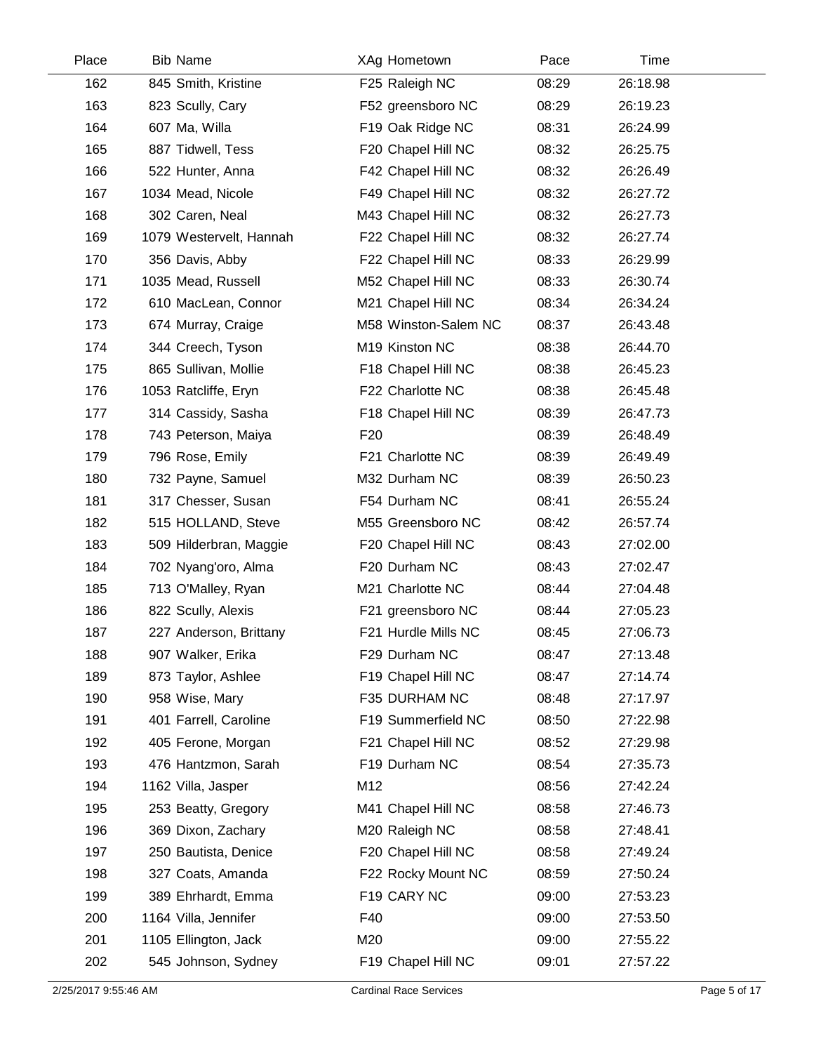| Place | Bib | Name | XAg | Hometown | Pace | Time |
|---|---|---|---|---|---|---|
| 162 | 845 | Smith, Kristine | F25 | Raleigh NC | 08:29 | 26:18.98 |
| 163 | 823 | Scully, Cary | F52 | greensboro NC | 08:29 | 26:19.23 |
| 164 | 607 | Ma, Willa | F19 | Oak Ridge NC | 08:31 | 26:24.99 |
| 165 | 887 | Tidwell, Tess | F20 | Chapel Hill NC | 08:32 | 26:25.75 |
| 166 | 522 | Hunter, Anna | F42 | Chapel Hill NC | 08:32 | 26:26.49 |
| 167 | 1034 | Mead, Nicole | F49 | Chapel Hill NC | 08:32 | 26:27.72 |
| 168 | 302 | Caren, Neal | M43 | Chapel Hill NC | 08:32 | 26:27.73 |
| 169 | 1079 | Westervelt, Hannah | F22 | Chapel Hill NC | 08:32 | 26:27.74 |
| 170 | 356 | Davis, Abby | F22 | Chapel Hill NC | 08:33 | 26:29.99 |
| 171 | 1035 | Mead, Russell | M52 | Chapel Hill NC | 08:33 | 26:30.74 |
| 172 | 610 | MacLean, Connor | M21 | Chapel Hill NC | 08:34 | 26:34.24 |
| 173 | 674 | Murray, Craige | M58 | Winston-Salem NC | 08:37 | 26:43.48 |
| 174 | 344 | Creech, Tyson | M19 | Kinston NC | 08:38 | 26:44.70 |
| 175 | 865 | Sullivan, Mollie | F18 | Chapel Hill NC | 08:38 | 26:45.23 |
| 176 | 1053 | Ratcliffe, Eryn | F22 | Charlotte NC | 08:38 | 26:45.48 |
| 177 | 314 | Cassidy, Sasha | F18 | Chapel Hill NC | 08:39 | 26:47.73 |
| 178 | 743 | Peterson, Maiya | F20 | | 08:39 | 26:48.49 |
| 179 | 796 | Rose, Emily | F21 | Charlotte NC | 08:39 | 26:49.49 |
| 180 | 732 | Payne, Samuel | M32 | Durham NC | 08:39 | 26:50.23 |
| 181 | 317 | Chesser, Susan | F54 | Durham NC | 08:41 | 26:55.24 |
| 182 | 515 | HOLLAND, Steve | M55 | Greensboro NC | 08:42 | 26:57.74 |
| 183 | 509 | Hilderbran, Maggie | F20 | Chapel Hill NC | 08:43 | 27:02.00 |
| 184 | 702 | Nyang'oro, Alma | F20 | Durham NC | 08:43 | 27:02.47 |
| 185 | 713 | O'Malley, Ryan | M21 | Charlotte NC | 08:44 | 27:04.48 |
| 186 | 822 | Scully, Alexis | F21 | greensboro NC | 08:44 | 27:05.23 |
| 187 | 227 | Anderson, Brittany | F21 | Hurdle Mills NC | 08:45 | 27:06.73 |
| 188 | 907 | Walker, Erika | F29 | Durham NC | 08:47 | 27:13.48 |
| 189 | 873 | Taylor, Ashlee | F19 | Chapel Hill NC | 08:47 | 27:14.74 |
| 190 | 958 | Wise, Mary | F35 | DURHAM NC | 08:48 | 27:17.97 |
| 191 | 401 | Farrell, Caroline | F19 | Summerfield NC | 08:50 | 27:22.98 |
| 192 | 405 | Ferone, Morgan | F21 | Chapel Hill NC | 08:52 | 27:29.98 |
| 193 | 476 | Hantzmon, Sarah | F19 | Durham NC | 08:54 | 27:35.73 |
| 194 | 1162 | Villa, Jasper | M12 | | 08:56 | 27:42.24 |
| 195 | 253 | Beatty, Gregory | M41 | Chapel Hill NC | 08:58 | 27:46.73 |
| 196 | 369 | Dixon, Zachary | M20 | Raleigh NC | 08:58 | 27:48.41 |
| 197 | 250 | Bautista, Denice | F20 | Chapel Hill NC | 08:58 | 27:49.24 |
| 198 | 327 | Coats, Amanda | F22 | Rocky Mount NC | 08:59 | 27:50.24 |
| 199 | 389 | Ehrhardt, Emma | F19 | CARY NC | 09:00 | 27:53.23 |
| 200 | 1164 | Villa, Jennifer | F40 | | 09:00 | 27:53.50 |
| 201 | 1105 | Ellington, Jack | M20 | | 09:00 | 27:55.22 |
| 202 | 545 | Johnson, Sydney | F19 | Chapel Hill NC | 09:01 | 27:57.22 |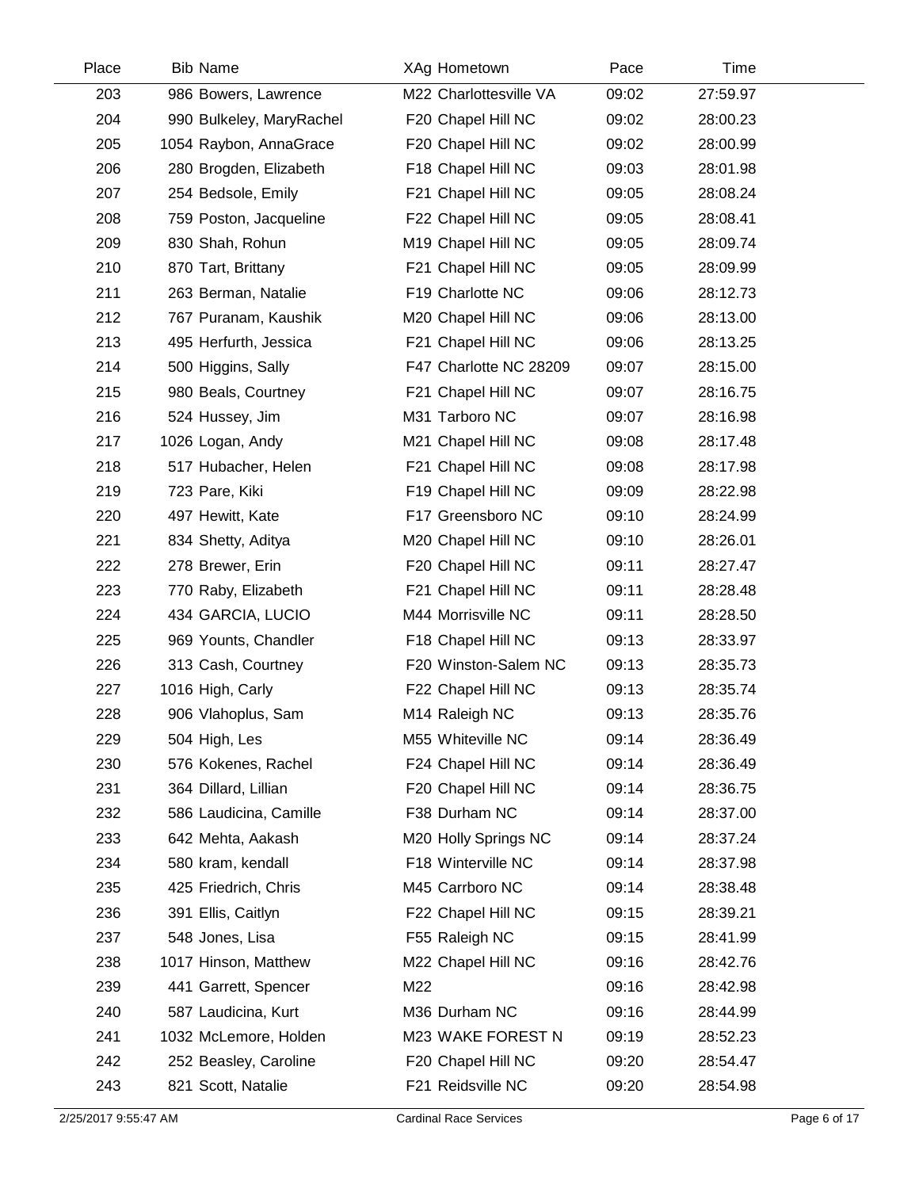| Place | Bib | Name | XAg | Hometown | Pace | Time |
|---|---|---|---|---|---|---|
| 203 | 986 | Bowers, Lawrence | M22 | Charlottesville VA | 09:02 | 27:59.97 |
| 204 | 990 | Bulkeley, MaryRachel | F20 | Chapel Hill NC | 09:02 | 28:00.23 |
| 205 | 1054 | Raybon, AnnaGrace | F20 | Chapel Hill NC | 09:02 | 28:00.99 |
| 206 | 280 | Brogden, Elizabeth | F18 | Chapel Hill NC | 09:03 | 28:01.98 |
| 207 | 254 | Bedsole, Emily | F21 | Chapel Hill NC | 09:05 | 28:08.24 |
| 208 | 759 | Poston, Jacqueline | F22 | Chapel Hill NC | 09:05 | 28:08.41 |
| 209 | 830 | Shah, Rohun | M19 | Chapel Hill NC | 09:05 | 28:09.74 |
| 210 | 870 | Tart, Brittany | F21 | Chapel Hill NC | 09:05 | 28:09.99 |
| 211 | 263 | Berman, Natalie | F19 | Charlotte NC | 09:06 | 28:12.73 |
| 212 | 767 | Puranam, Kaushik | M20 | Chapel Hill NC | 09:06 | 28:13.00 |
| 213 | 495 | Herfurth, Jessica | F21 | Chapel Hill NC | 09:06 | 28:13.25 |
| 214 | 500 | Higgins, Sally | F47 | Charlotte NC 28209 | 09:07 | 28:15.00 |
| 215 | 980 | Beals, Courtney | F21 | Chapel Hill NC | 09:07 | 28:16.75 |
| 216 | 524 | Hussey, Jim | M31 | Tarboro NC | 09:07 | 28:16.98 |
| 217 | 1026 | Logan, Andy | M21 | Chapel Hill NC | 09:08 | 28:17.48 |
| 218 | 517 | Hubacher, Helen | F21 | Chapel Hill NC | 09:08 | 28:17.98 |
| 219 | 723 | Pare, Kiki | F19 | Chapel Hill NC | 09:09 | 28:22.98 |
| 220 | 497 | Hewitt, Kate | F17 | Greensboro NC | 09:10 | 28:24.99 |
| 221 | 834 | Shetty, Aditya | M20 | Chapel Hill NC | 09:10 | 28:26.01 |
| 222 | 278 | Brewer, Erin | F20 | Chapel Hill NC | 09:11 | 28:27.47 |
| 223 | 770 | Raby, Elizabeth | F21 | Chapel Hill NC | 09:11 | 28:28.48 |
| 224 | 434 | GARCIA, LUCIO | M44 | Morrisville NC | 09:11 | 28:28.50 |
| 225 | 969 | Younts, Chandler | F18 | Chapel Hill NC | 09:13 | 28:33.97 |
| 226 | 313 | Cash, Courtney | F20 | Winston-Salem NC | 09:13 | 28:35.73 |
| 227 | 1016 | High, Carly | F22 | Chapel Hill NC | 09:13 | 28:35.74 |
| 228 | 906 | Vlahoplus, Sam | M14 | Raleigh NC | 09:13 | 28:35.76 |
| 229 | 504 | High, Les | M55 | Whiteville NC | 09:14 | 28:36.49 |
| 230 | 576 | Kokenes, Rachel | F24 | Chapel Hill NC | 09:14 | 28:36.49 |
| 231 | 364 | Dillard, Lillian | F20 | Chapel Hill NC | 09:14 | 28:36.75 |
| 232 | 586 | Laudicina, Camille | F38 | Durham NC | 09:14 | 28:37.00 |
| 233 | 642 | Mehta, Aakash | M20 | Holly Springs NC | 09:14 | 28:37.24 |
| 234 | 580 | kram, kendall | F18 | Winterville NC | 09:14 | 28:37.98 |
| 235 | 425 | Friedrich, Chris | M45 | Carrboro NC | 09:14 | 28:38.48 |
| 236 | 391 | Ellis, Caitlyn | F22 | Chapel Hill NC | 09:15 | 28:39.21 |
| 237 | 548 | Jones, Lisa | F55 | Raleigh NC | 09:15 | 28:41.99 |
| 238 | 1017 | Hinson, Matthew | M22 | Chapel Hill NC | 09:16 | 28:42.76 |
| 239 | 441 | Garrett, Spencer | M22 | | 09:16 | 28:42.98 |
| 240 | 587 | Laudicina, Kurt | M36 | Durham NC | 09:16 | 28:44.99 |
| 241 | 1032 | McLemore, Holden | M23 | WAKE FOREST N | 09:19 | 28:52.23 |
| 242 | 252 | Beasley, Caroline | F20 | Chapel Hill NC | 09:20 | 28:54.47 |
| 243 | 821 | Scott, Natalie | F21 | Reidsville NC | 09:20 | 28:54.98 |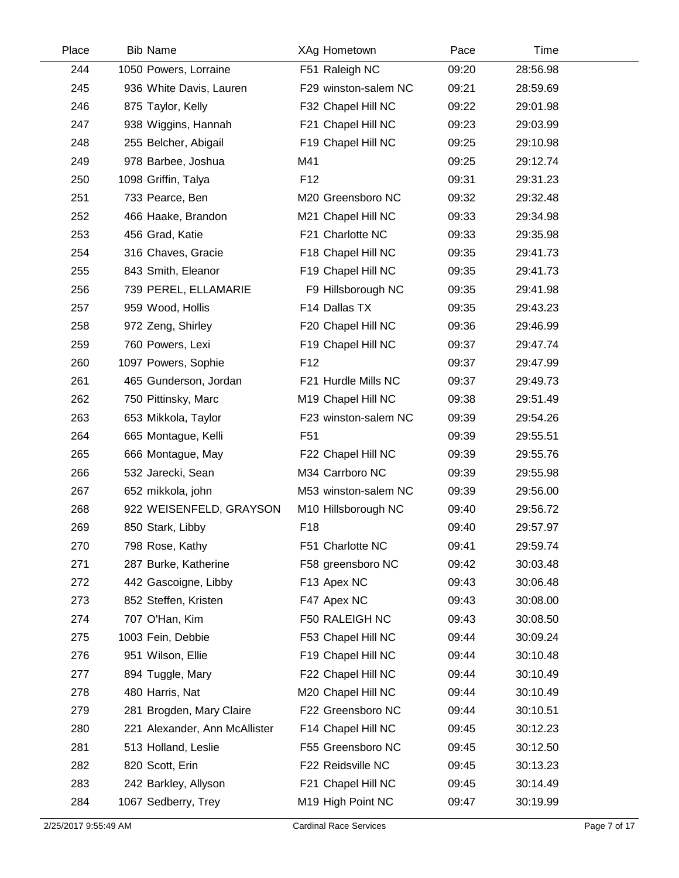| Place | Bib | Name | XAg | Hometown | Pace | Time |
|---|---|---|---|---|---|---|
| 244 | 1050 | Powers, Lorraine | F51 | Raleigh NC | 09:20 | 28:56.98 |
| 245 | 936 | White Davis, Lauren | F29 | winston-salem NC | 09:21 | 28:59.69 |
| 246 | 875 | Taylor, Kelly | F32 | Chapel Hill NC | 09:22 | 29:01.98 |
| 247 | 938 | Wiggins, Hannah | F21 | Chapel Hill NC | 09:23 | 29:03.99 |
| 248 | 255 | Belcher, Abigail | F19 | Chapel Hill NC | 09:25 | 29:10.98 |
| 249 | 978 | Barbee, Joshua | M41 | | 09:25 | 29:12.74 |
| 250 | 1098 | Griffin, Talya | F12 | | 09:31 | 29:31.23 |
| 251 | 733 | Pearce, Ben | M20 | Greensboro NC | 09:32 | 29:32.48 |
| 252 | 466 | Haake, Brandon | M21 | Chapel Hill NC | 09:33 | 29:34.98 |
| 253 | 456 | Grad, Katie | F21 | Charlotte NC | 09:33 | 29:35.98 |
| 254 | 316 | Chaves, Gracie | F18 | Chapel Hill NC | 09:35 | 29:41.73 |
| 255 | 843 | Smith, Eleanor | F19 | Chapel Hill NC | 09:35 | 29:41.73 |
| 256 | 739 | PEREL, ELLAMARIE | F9 | Hillsborough NC | 09:35 | 29:41.98 |
| 257 | 959 | Wood, Hollis | F14 | Dallas TX | 09:35 | 29:43.23 |
| 258 | 972 | Zeng, Shirley | F20 | Chapel Hill NC | 09:36 | 29:46.99 |
| 259 | 760 | Powers, Lexi | F19 | Chapel Hill NC | 09:37 | 29:47.74 |
| 260 | 1097 | Powers, Sophie | F12 | | 09:37 | 29:47.99 |
| 261 | 465 | Gunderson, Jordan | F21 | Hurdle Mills NC | 09:37 | 29:49.73 |
| 262 | 750 | Pittinsky, Marc | M19 | Chapel Hill NC | 09:38 | 29:51.49 |
| 263 | 653 | Mikkola, Taylor | F23 | winston-salem NC | 09:39 | 29:54.26 |
| 264 | 665 | Montague, Kelli | F51 | | 09:39 | 29:55.51 |
| 265 | 666 | Montague, May | F22 | Chapel Hill NC | 09:39 | 29:55.76 |
| 266 | 532 | Jarecki, Sean | M34 | Carrboro NC | 09:39 | 29:55.98 |
| 267 | 652 | mikkola, john | M53 | winston-salem NC | 09:39 | 29:56.00 |
| 268 | 922 | WEISENFELD, GRAYSON | M10 | Hillsborough NC | 09:40 | 29:56.72 |
| 269 | 850 | Stark, Libby | F18 | | 09:40 | 29:57.97 |
| 270 | 798 | Rose, Kathy | F51 | Charlotte NC | 09:41 | 29:59.74 |
| 271 | 287 | Burke, Katherine | F58 | greensboro NC | 09:42 | 30:03.48 |
| 272 | 442 | Gascoigne, Libby | F13 | Apex NC | 09:43 | 30:06.48 |
| 273 | 852 | Steffen, Kristen | F47 | Apex NC | 09:43 | 30:08.00 |
| 274 | 707 | O'Han, Kim | F50 | RALEIGH NC | 09:43 | 30:08.50 |
| 275 | 1003 | Fein, Debbie | F53 | Chapel Hill NC | 09:44 | 30:09.24 |
| 276 | 951 | Wilson, Ellie | F19 | Chapel Hill NC | 09:44 | 30:10.48 |
| 277 | 894 | Tuggle, Mary | F22 | Chapel Hill NC | 09:44 | 30:10.49 |
| 278 | 480 | Harris, Nat | M20 | Chapel Hill NC | 09:44 | 30:10.49 |
| 279 | 281 | Brogden, Mary Claire | F22 | Greensboro NC | 09:44 | 30:10.51 |
| 280 | 221 | Alexander, Ann McAllister | F14 | Chapel Hill NC | 09:45 | 30:12.23 |
| 281 | 513 | Holland, Leslie | F55 | Greensboro NC | 09:45 | 30:12.50 |
| 282 | 820 | Scott, Erin | F22 | Reidsville NC | 09:45 | 30:13.23 |
| 283 | 242 | Barkley, Allyson | F21 | Chapel Hill NC | 09:45 | 30:14.49 |
| 284 | 1067 | Sedberry, Trey | M19 | High Point NC | 09:47 | 30:19.99 |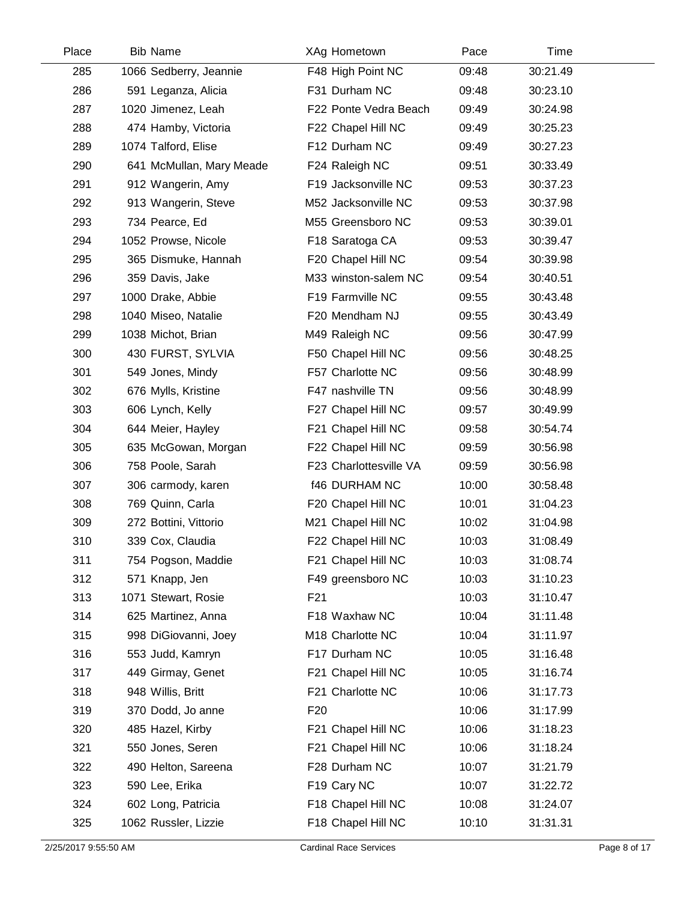| Place | Bib | Name | XAg | Hometown | Pace | Time |
|---|---|---|---|---|---|---|
| 285 | 1066 | Sedberry, Jeannie | F48 | High Point NC | 09:48 | 30:21.49 |
| 286 | 591 | Leganza, Alicia | F31 | Durham NC | 09:48 | 30:23.10 |
| 287 | 1020 | Jimenez, Leah | F22 | Ponte Vedra Beach | 09:49 | 30:24.98 |
| 288 | 474 | Hamby, Victoria | F22 | Chapel Hill NC | 09:49 | 30:25.23 |
| 289 | 1074 | Talford, Elise | F12 | Durham NC | 09:49 | 30:27.23 |
| 290 | 641 | McMullan, Mary Meade | F24 | Raleigh NC | 09:51 | 30:33.49 |
| 291 | 912 | Wangerin, Amy | F19 | Jacksonville NC | 09:53 | 30:37.23 |
| 292 | 913 | Wangerin, Steve | M52 | Jacksonville NC | 09:53 | 30:37.98 |
| 293 | 734 | Pearce, Ed | M55 | Greensboro NC | 09:53 | 30:39.01 |
| 294 | 1052 | Prowse, Nicole | F18 | Saratoga CA | 09:53 | 30:39.47 |
| 295 | 365 | Dismuke, Hannah | F20 | Chapel Hill NC | 09:54 | 30:39.98 |
| 296 | 359 | Davis, Jake | M33 | winston-salem NC | 09:54 | 30:40.51 |
| 297 | 1000 | Drake, Abbie | F19 | Farmville NC | 09:55 | 30:43.48 |
| 298 | 1040 | Miseo, Natalie | F20 | Mendham NJ | 09:55 | 30:43.49 |
| 299 | 1038 | Michot, Brian | M49 | Raleigh NC | 09:56 | 30:47.99 |
| 300 | 430 | FURST, SYLVIA | F50 | Chapel Hill NC | 09:56 | 30:48.25 |
| 301 | 549 | Jones, Mindy | F57 | Charlotte NC | 09:56 | 30:48.99 |
| 302 | 676 | Mylls, Kristine | F47 | nashville TN | 09:56 | 30:48.99 |
| 303 | 606 | Lynch, Kelly | F27 | Chapel Hill NC | 09:57 | 30:49.99 |
| 304 | 644 | Meier, Hayley | F21 | Chapel Hill NC | 09:58 | 30:54.74 |
| 305 | 635 | McGowan, Morgan | F22 | Chapel Hill NC | 09:59 | 30:56.98 |
| 306 | 758 | Poole, Sarah | F23 | Charlottesville VA | 09:59 | 30:56.98 |
| 307 | 306 | carmody, karen | f46 | DURHAM NC | 10:00 | 30:58.48 |
| 308 | 769 | Quinn, Carla | F20 | Chapel Hill NC | 10:01 | 31:04.23 |
| 309 | 272 | Bottini, Vittorio | M21 | Chapel Hill NC | 10:02 | 31:04.98 |
| 310 | 339 | Cox, Claudia | F22 | Chapel Hill NC | 10:03 | 31:08.49 |
| 311 | 754 | Pogson, Maddie | F21 | Chapel Hill NC | 10:03 | 31:08.74 |
| 312 | 571 | Knapp, Jen | F49 | greensboro NC | 10:03 | 31:10.23 |
| 313 | 1071 | Stewart, Rosie | F21 | | 10:03 | 31:10.47 |
| 314 | 625 | Martinez, Anna | F18 | Waxhaw NC | 10:04 | 31:11.48 |
| 315 | 998 | DiGiovanni, Joey | M18 | Charlotte NC | 10:04 | 31:11.97 |
| 316 | 553 | Judd, Kamryn | F17 | Durham NC | 10:05 | 31:16.48 |
| 317 | 449 | Girmay, Genet | F21 | Chapel Hill NC | 10:05 | 31:16.74 |
| 318 | 948 | Willis, Britt | F21 | Charlotte NC | 10:06 | 31:17.73 |
| 319 | 370 | Dodd, Jo anne | F20 | | 10:06 | 31:17.99 |
| 320 | 485 | Hazel, Kirby | F21 | Chapel Hill NC | 10:06 | 31:18.23 |
| 321 | 550 | Jones, Seren | F21 | Chapel Hill NC | 10:06 | 31:18.24 |
| 322 | 490 | Helton, Sareena | F28 | Durham NC | 10:07 | 31:21.79 |
| 323 | 590 | Lee, Erika | F19 | Cary NC | 10:07 | 31:22.72 |
| 324 | 602 | Long, Patricia | F18 | Chapel Hill NC | 10:08 | 31:24.07 |
| 325 | 1062 | Russler, Lizzie | F18 | Chapel Hill NC | 10:10 | 31:31.31 |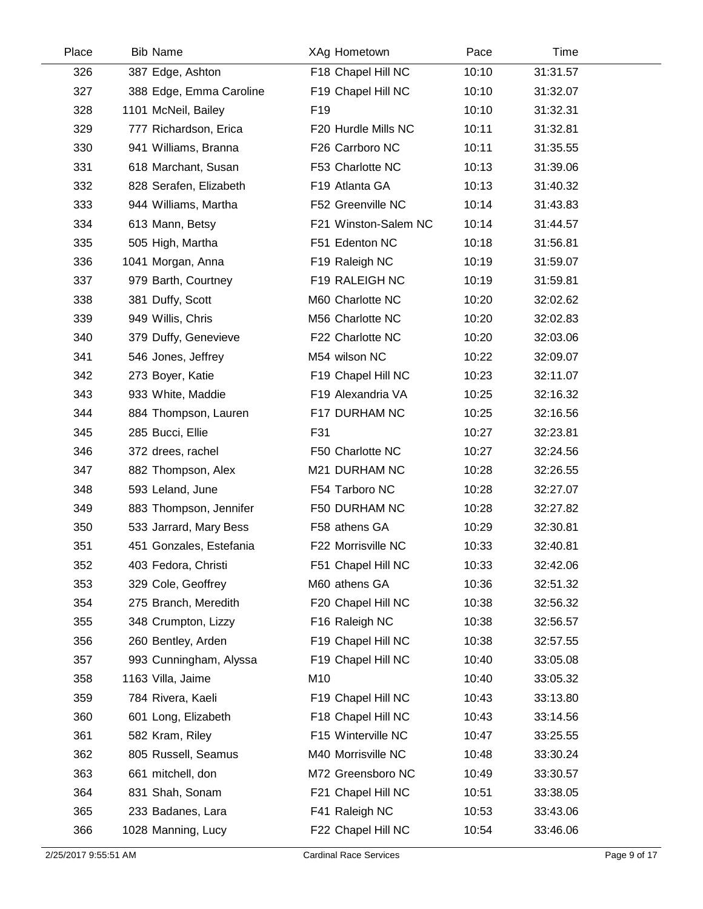| Place | Bib | Name | XAg | Hometown | Pace | Time |
|---|---|---|---|---|---|---|
| 326 | 387 | Edge, Ashton | F18 | Chapel Hill NC | 10:10 | 31:31.57 |
| 327 | 388 | Edge, Emma Caroline | F19 | Chapel Hill NC | 10:10 | 31:32.07 |
| 328 | 1101 | McNeil, Bailey | F19 | | 10:10 | 31:32.31 |
| 329 | 777 | Richardson, Erica | F20 | Hurdle Mills NC | 10:11 | 31:32.81 |
| 330 | 941 | Williams, Branna | F26 | Carrboro NC | 10:11 | 31:35.55 |
| 331 | 618 | Marchant, Susan | F53 | Charlotte NC | 10:13 | 31:39.06 |
| 332 | 828 | Serafen, Elizabeth | F19 | Atlanta GA | 10:13 | 31:40.32 |
| 333 | 944 | Williams, Martha | F52 | Greenville NC | 10:14 | 31:43.83 |
| 334 | 613 | Mann, Betsy | F21 | Winston-Salem NC | 10:14 | 31:44.57 |
| 335 | 505 | High, Martha | F51 | Edenton NC | 10:18 | 31:56.81 |
| 336 | 1041 | Morgan, Anna | F19 | Raleigh NC | 10:19 | 31:59.07 |
| 337 | 979 | Barth, Courtney | F19 | RALEIGH NC | 10:19 | 31:59.81 |
| 338 | 381 | Duffy, Scott | M60 | Charlotte NC | 10:20 | 32:02.62 |
| 339 | 949 | Willis, Chris | M56 | Charlotte NC | 10:20 | 32:02.83 |
| 340 | 379 | Duffy, Genevieve | F22 | Charlotte NC | 10:20 | 32:03.06 |
| 341 | 546 | Jones, Jeffrey | M54 | wilson NC | 10:22 | 32:09.07 |
| 342 | 273 | Boyer, Katie | F19 | Chapel Hill NC | 10:23 | 32:11.07 |
| 343 | 933 | White, Maddie | F19 | Alexandria VA | 10:25 | 32:16.32 |
| 344 | 884 | Thompson, Lauren | F17 | DURHAM NC | 10:25 | 32:16.56 |
| 345 | 285 | Bucci, Ellie | F31 | | 10:27 | 32:23.81 |
| 346 | 372 | drees, rachel | F50 | Charlotte NC | 10:27 | 32:24.56 |
| 347 | 882 | Thompson, Alex | M21 | DURHAM NC | 10:28 | 32:26.55 |
| 348 | 593 | Leland, June | F54 | Tarboro NC | 10:28 | 32:27.07 |
| 349 | 883 | Thompson, Jennifer | F50 | DURHAM NC | 10:28 | 32:27.82 |
| 350 | 533 | Jarrard, Mary Bess | F58 | athens GA | 10:29 | 32:30.81 |
| 351 | 451 | Gonzales, Estefania | F22 | Morrisville NC | 10:33 | 32:40.81 |
| 352 | 403 | Fedora, Christi | F51 | Chapel Hill NC | 10:33 | 32:42.06 |
| 353 | 329 | Cole, Geoffrey | M60 | athens GA | 10:36 | 32:51.32 |
| 354 | 275 | Branch, Meredith | F20 | Chapel Hill NC | 10:38 | 32:56.32 |
| 355 | 348 | Crumpton, Lizzy | F16 | Raleigh NC | 10:38 | 32:56.57 |
| 356 | 260 | Bentley, Arden | F19 | Chapel Hill NC | 10:38 | 32:57.55 |
| 357 | 993 | Cunningham, Alyssa | F19 | Chapel Hill NC | 10:40 | 33:05.08 |
| 358 | 1163 | Villa, Jaime | M10 | | 10:40 | 33:05.32 |
| 359 | 784 | Rivera, Kaeli | F19 | Chapel Hill NC | 10:43 | 33:13.80 |
| 360 | 601 | Long, Elizabeth | F18 | Chapel Hill NC | 10:43 | 33:14.56 |
| 361 | 582 | Kram, Riley | F15 | Winterville NC | 10:47 | 33:25.55 |
| 362 | 805 | Russell, Seamus | M40 | Morrisville NC | 10:48 | 33:30.24 |
| 363 | 661 | mitchell, don | M72 | Greensboro NC | 10:49 | 33:30.57 |
| 364 | 831 | Shah, Sonam | F21 | Chapel Hill NC | 10:51 | 33:38.05 |
| 365 | 233 | Badanes, Lara | F41 | Raleigh NC | 10:53 | 33:43.06 |
| 366 | 1028 | Manning, Lucy | F22 | Chapel Hill NC | 10:54 | 33:46.06 |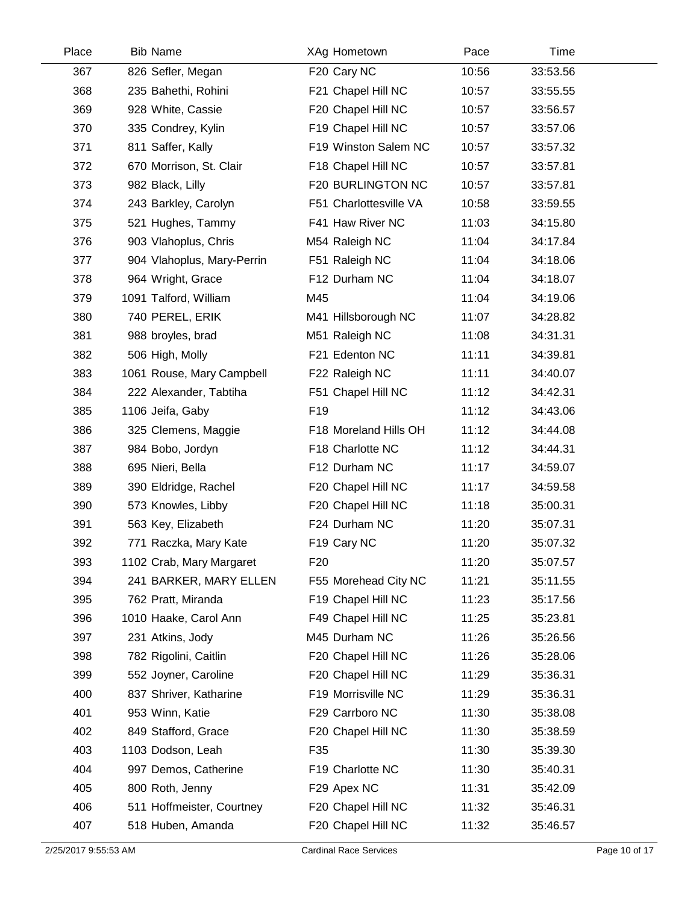| Place | Bib | Name | XAg | Hometown | Pace | Time |
|---|---|---|---|---|---|---|
| 367 | 826 | Sefler, Megan | F20 | Cary NC | 10:56 | 33:53.56 |
| 368 | 235 | Bahethi, Rohini | F21 | Chapel Hill NC | 10:57 | 33:55.55 |
| 369 | 928 | White, Cassie | F20 | Chapel Hill NC | 10:57 | 33:56.57 |
| 370 | 335 | Condrey, Kylin | F19 | Chapel Hill NC | 10:57 | 33:57.06 |
| 371 | 811 | Saffer, Kally | F19 | Winston Salem NC | 10:57 | 33:57.32 |
| 372 | 670 | Morrison, St. Clair | F18 | Chapel Hill NC | 10:57 | 33:57.81 |
| 373 | 982 | Black, Lilly | F20 | BURLINGTON NC | 10:57 | 33:57.81 |
| 374 | 243 | Barkley, Carolyn | F51 | Charlottesville VA | 10:58 | 33:59.55 |
| 375 | 521 | Hughes, Tammy | F41 | Haw River NC | 11:03 | 34:15.80 |
| 376 | 903 | Vlahoplus, Chris | M54 | Raleigh NC | 11:04 | 34:17.84 |
| 377 | 904 | Vlahoplus, Mary-Perrin | F51 | Raleigh NC | 11:04 | 34:18.06 |
| 378 | 964 | Wright, Grace | F12 | Durham NC | 11:04 | 34:18.07 |
| 379 | 1091 | Talford, William | M45 | | 11:04 | 34:19.06 |
| 380 | 740 | PEREL, ERIK | M41 | Hillsborough NC | 11:07 | 34:28.82 |
| 381 | 988 | broyles, brad | M51 | Raleigh NC | 11:08 | 34:31.31 |
| 382 | 506 | High, Molly | F21 | Edenton NC | 11:11 | 34:39.81 |
| 383 | 1061 | Rouse, Mary Campbell | F22 | Raleigh NC | 11:11 | 34:40.07 |
| 384 | 222 | Alexander, Tabtiha | F51 | Chapel Hill NC | 11:12 | 34:42.31 |
| 385 | 1106 | Jeifa, Gaby | F19 | | 11:12 | 34:43.06 |
| 386 | 325 | Clemens, Maggie | F18 | Moreland Hills OH | 11:12 | 34:44.08 |
| 387 | 984 | Bobo, Jordyn | F18 | Charlotte NC | 11:12 | 34:44.31 |
| 388 | 695 | Nieri, Bella | F12 | Durham NC | 11:17 | 34:59.07 |
| 389 | 390 | Eldridge, Rachel | F20 | Chapel Hill NC | 11:17 | 34:59.58 |
| 390 | 573 | Knowles, Libby | F20 | Chapel Hill NC | 11:18 | 35:00.31 |
| 391 | 563 | Key, Elizabeth | F24 | Durham NC | 11:20 | 35:07.31 |
| 392 | 771 | Raczka, Mary Kate | F19 | Cary NC | 11:20 | 35:07.32 |
| 393 | 1102 | Crab, Mary Margaret | F20 | | 11:20 | 35:07.57 |
| 394 | 241 | BARKER, MARY ELLEN | F55 | Morehead City NC | 11:21 | 35:11.55 |
| 395 | 762 | Pratt, Miranda | F19 | Chapel Hill NC | 11:23 | 35:17.56 |
| 396 | 1010 | Haake, Carol Ann | F49 | Chapel Hill NC | 11:25 | 35:23.81 |
| 397 | 231 | Atkins, Jody | M45 | Durham NC | 11:26 | 35:26.56 |
| 398 | 782 | Rigolini, Caitlin | F20 | Chapel Hill NC | 11:26 | 35:28.06 |
| 399 | 552 | Joyner, Caroline | F20 | Chapel Hill NC | 11:29 | 35:36.31 |
| 400 | 837 | Shriver, Katharine | F19 | Morrisville NC | 11:29 | 35:36.31 |
| 401 | 953 | Winn, Katie | F29 | Carrboro NC | 11:30 | 35:38.08 |
| 402 | 849 | Stafford, Grace | F20 | Chapel Hill NC | 11:30 | 35:38.59 |
| 403 | 1103 | Dodson, Leah | F35 | | 11:30 | 35:39.30 |
| 404 | 997 | Demos, Catherine | F19 | Charlotte NC | 11:30 | 35:40.31 |
| 405 | 800 | Roth, Jenny | F29 | Apex NC | 11:31 | 35:42.09 |
| 406 | 511 | Hoffmeister, Courtney | F20 | Chapel Hill NC | 11:32 | 35:46.31 |
| 407 | 518 | Huben, Amanda | F20 | Chapel Hill NC | 11:32 | 35:46.57 |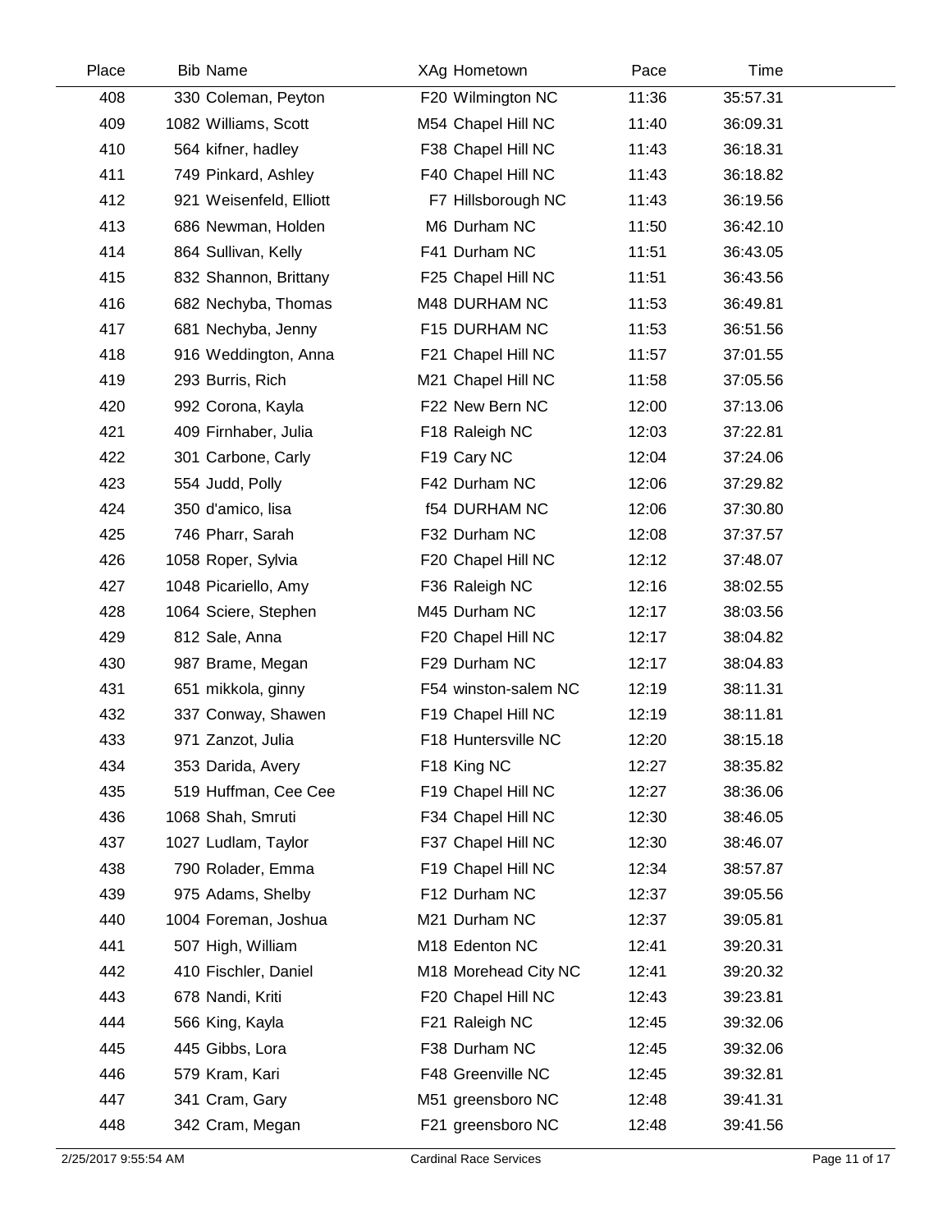| Place | Bib | Name | XAg | Hometown | Pace | Time |
|---|---|---|---|---|---|---|
| 408 | 330 | Coleman, Peyton | F20 | Wilmington NC | 11:36 | 35:57.31 |
| 409 | 1082 | Williams, Scott | M54 | Chapel Hill NC | 11:40 | 36:09.31 |
| 410 | 564 | kifner, hadley | F38 | Chapel Hill NC | 11:43 | 36:18.31 |
| 411 | 749 | Pinkard, Ashley | F40 | Chapel Hill NC | 11:43 | 36:18.82 |
| 412 | 921 | Weisenfeld, Elliott | F7 | Hillsborough NC | 11:43 | 36:19.56 |
| 413 | 686 | Newman, Holden | M6 | Durham NC | 11:50 | 36:42.10 |
| 414 | 864 | Sullivan, Kelly | F41 | Durham NC | 11:51 | 36:43.05 |
| 415 | 832 | Shannon, Brittany | F25 | Chapel Hill NC | 11:51 | 36:43.56 |
| 416 | 682 | Nechyba, Thomas | M48 | DURHAM NC | 11:53 | 36:49.81 |
| 417 | 681 | Nechyba, Jenny | F15 | DURHAM NC | 11:53 | 36:51.56 |
| 418 | 916 | Weddington, Anna | F21 | Chapel Hill NC | 11:57 | 37:01.55 |
| 419 | 293 | Burris, Rich | M21 | Chapel Hill NC | 11:58 | 37:05.56 |
| 420 | 992 | Corona, Kayla | F22 | New Bern NC | 12:00 | 37:13.06 |
| 421 | 409 | Firnhaber, Julia | F18 | Raleigh NC | 12:03 | 37:22.81 |
| 422 | 301 | Carbone, Carly | F19 | Cary NC | 12:04 | 37:24.06 |
| 423 | 554 | Judd, Polly | F42 | Durham NC | 12:06 | 37:29.82 |
| 424 | 350 | d'amico, lisa | f54 | DURHAM NC | 12:06 | 37:30.80 |
| 425 | 746 | Pharr, Sarah | F32 | Durham NC | 12:08 | 37:37.57 |
| 426 | 1058 | Roper, Sylvia | F20 | Chapel Hill NC | 12:12 | 37:48.07 |
| 427 | 1048 | Picariello, Amy | F36 | Raleigh NC | 12:16 | 38:02.55 |
| 428 | 1064 | Sciere, Stephen | M45 | Durham NC | 12:17 | 38:03.56 |
| 429 | 812 | Sale, Anna | F20 | Chapel Hill NC | 12:17 | 38:04.82 |
| 430 | 987 | Brame, Megan | F29 | Durham NC | 12:17 | 38:04.83 |
| 431 | 651 | mikkola, ginny | F54 | winston-salem NC | 12:19 | 38:11.31 |
| 432 | 337 | Conway, Shawen | F19 | Chapel Hill NC | 12:19 | 38:11.81 |
| 433 | 971 | Zanzot, Julia | F18 | Huntersville NC | 12:20 | 38:15.18 |
| 434 | 353 | Darida, Avery | F18 | King NC | 12:27 | 38:35.82 |
| 435 | 519 | Huffman, Cee Cee | F19 | Chapel Hill NC | 12:27 | 38:36.06 |
| 436 | 1068 | Shah, Smruti | F34 | Chapel Hill NC | 12:30 | 38:46.05 |
| 437 | 1027 | Ludlam, Taylor | F37 | Chapel Hill NC | 12:30 | 38:46.07 |
| 438 | 790 | Rolader, Emma | F19 | Chapel Hill NC | 12:34 | 38:57.87 |
| 439 | 975 | Adams, Shelby | F12 | Durham NC | 12:37 | 39:05.56 |
| 440 | 1004 | Foreman, Joshua | M21 | Durham NC | 12:37 | 39:05.81 |
| 441 | 507 | High, William | M18 | Edenton NC | 12:41 | 39:20.31 |
| 442 | 410 | Fischler, Daniel | M18 | Morehead City NC | 12:41 | 39:20.32 |
| 443 | 678 | Nandi, Kriti | F20 | Chapel Hill NC | 12:43 | 39:23.81 |
| 444 | 566 | King, Kayla | F21 | Raleigh NC | 12:45 | 39:32.06 |
| 445 | 445 | Gibbs, Lora | F38 | Durham NC | 12:45 | 39:32.06 |
| 446 | 579 | Kram, Kari | F48 | Greenville NC | 12:45 | 39:32.81 |
| 447 | 341 | Cram, Gary | M51 | greensboro NC | 12:48 | 39:41.31 |
| 448 | 342 | Cram, Megan | F21 | greensboro NC | 12:48 | 39:41.56 |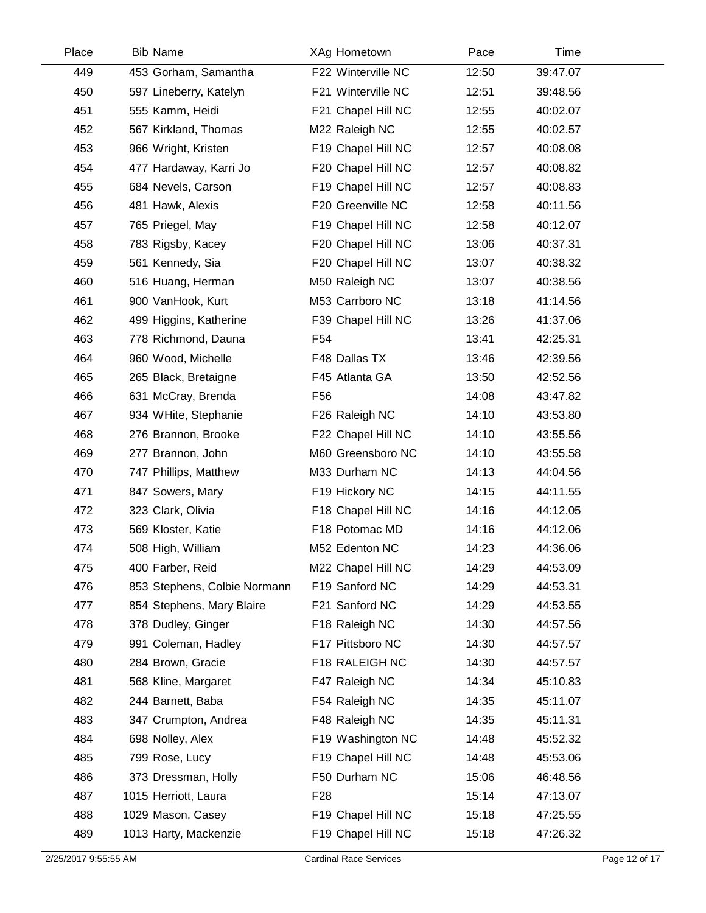| Place | Bib | Name | XAg | Hometown | Pace | Time |
|---|---|---|---|---|---|---|
| 449 | 453 | Gorham, Samantha | F22 | Winterville NC | 12:50 | 39:47.07 |
| 450 | 597 | Lineberry, Katelyn | F21 | Winterville NC | 12:51 | 39:48.56 |
| 451 | 555 | Kamm, Heidi | F21 | Chapel Hill NC | 12:55 | 40:02.07 |
| 452 | 567 | Kirkland, Thomas | M22 | Raleigh NC | 12:55 | 40:02.57 |
| 453 | 966 | Wright, Kristen | F19 | Chapel Hill NC | 12:57 | 40:08.08 |
| 454 | 477 | Hardaway, Karri Jo | F20 | Chapel Hill NC | 12:57 | 40:08.82 |
| 455 | 684 | Nevels, Carson | F19 | Chapel Hill NC | 12:57 | 40:08.83 |
| 456 | 481 | Hawk, Alexis | F20 | Greenville NC | 12:58 | 40:11.56 |
| 457 | 765 | Priegel, May | F19 | Chapel Hill NC | 12:58 | 40:12.07 |
| 458 | 783 | Rigsby, Kacey | F20 | Chapel Hill NC | 13:06 | 40:37.31 |
| 459 | 561 | Kennedy, Sia | F20 | Chapel Hill NC | 13:07 | 40:38.32 |
| 460 | 516 | Huang, Herman | M50 | Raleigh NC | 13:07 | 40:38.56 |
| 461 | 900 | VanHook, Kurt | M53 | Carrboro NC | 13:18 | 41:14.56 |
| 462 | 499 | Higgins, Katherine | F39 | Chapel Hill NC | 13:26 | 41:37.06 |
| 463 | 778 | Richmond, Dauna | F54 | | 13:41 | 42:25.31 |
| 464 | 960 | Wood, Michelle | F48 | Dallas TX | 13:46 | 42:39.56 |
| 465 | 265 | Black, Bretaigne | F45 | Atlanta GA | 13:50 | 42:52.56 |
| 466 | 631 | McCray, Brenda | F56 | | 14:08 | 43:47.82 |
| 467 | 934 | WHite, Stephanie | F26 | Raleigh NC | 14:10 | 43:53.80 |
| 468 | 276 | Brannon, Brooke | F22 | Chapel Hill NC | 14:10 | 43:55.56 |
| 469 | 277 | Brannon, John | M60 | Greensboro NC | 14:10 | 43:55.58 |
| 470 | 747 | Phillips, Matthew | M33 | Durham NC | 14:13 | 44:04.56 |
| 471 | 847 | Sowers, Mary | F19 | Hickory NC | 14:15 | 44:11.55 |
| 472 | 323 | Clark, Olivia | F18 | Chapel Hill NC | 14:16 | 44:12.05 |
| 473 | 569 | Kloster, Katie | F18 | Potomac MD | 14:16 | 44:12.06 |
| 474 | 508 | High, William | M52 | Edenton NC | 14:23 | 44:36.06 |
| 475 | 400 | Farber, Reid | M22 | Chapel Hill NC | 14:29 | 44:53.09 |
| 476 | 853 | Stephens, Colbie Normann | F19 | Sanford NC | 14:29 | 44:53.31 |
| 477 | 854 | Stephens, Mary Blaire | F21 | Sanford NC | 14:29 | 44:53.55 |
| 478 | 378 | Dudley, Ginger | F18 | Raleigh NC | 14:30 | 44:57.56 |
| 479 | 991 | Coleman, Hadley | F17 | Pittsboro NC | 14:30 | 44:57.57 |
| 480 | 284 | Brown, Gracie | F18 | RALEIGH NC | 14:30 | 44:57.57 |
| 481 | 568 | Kline, Margaret | F47 | Raleigh NC | 14:34 | 45:10.83 |
| 482 | 244 | Barnett, Baba | F54 | Raleigh NC | 14:35 | 45:11.07 |
| 483 | 347 | Crumpton, Andrea | F48 | Raleigh NC | 14:35 | 45:11.31 |
| 484 | 698 | Nolley, Alex | F19 | Washington NC | 14:48 | 45:52.32 |
| 485 | 799 | Rose, Lucy | F19 | Chapel Hill NC | 14:48 | 45:53.06 |
| 486 | 373 | Dressman, Holly | F50 | Durham NC | 15:06 | 46:48.56 |
| 487 | 1015 | Herriott, Laura | F28 | | 15:14 | 47:13.07 |
| 488 | 1029 | Mason, Casey | F19 | Chapel Hill NC | 15:18 | 47:25.55 |
| 489 | 1013 | Harty, Mackenzie | F19 | Chapel Hill NC | 15:18 | 47:26.32 |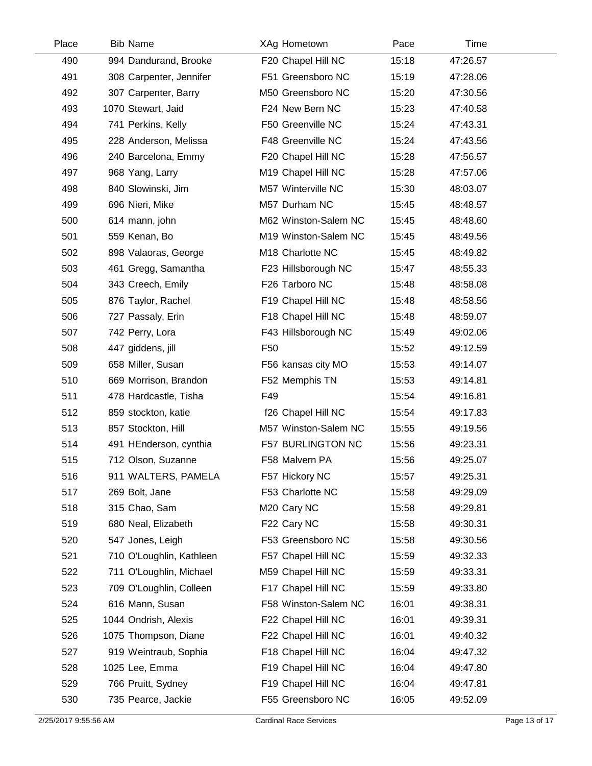| Place | Bib | Name | XAg | Hometown | Pace | Time |
|---|---|---|---|---|---|---|
| 490 | 994 | Dandurand, Brooke | F20 | Chapel Hill NC | 15:18 | 47:26.57 |
| 491 | 308 | Carpenter, Jennifer | F51 | Greensboro NC | 15:19 | 47:28.06 |
| 492 | 307 | Carpenter, Barry | M50 | Greensboro NC | 15:20 | 47:30.56 |
| 493 | 1070 | Stewart, Jaid | F24 | New Bern NC | 15:23 | 47:40.58 |
| 494 | 741 | Perkins, Kelly | F50 | Greenville NC | 15:24 | 47:43.31 |
| 495 | 228 | Anderson, Melissa | F48 | Greenville NC | 15:24 | 47:43.56 |
| 496 | 240 | Barcelona, Emmy | F20 | Chapel Hill NC | 15:28 | 47:56.57 |
| 497 | 968 | Yang, Larry | M19 | Chapel Hill NC | 15:28 | 47:57.06 |
| 498 | 840 | Slowinski, Jim | M57 | Winterville NC | 15:30 | 48:03.07 |
| 499 | 696 | Nieri, Mike | M57 | Durham NC | 15:45 | 48:48.57 |
| 500 | 614 | mann, john | M62 | Winston-Salem NC | 15:45 | 48:48.60 |
| 501 | 559 | Kenan, Bo | M19 | Winston-Salem NC | 15:45 | 48:49.56 |
| 502 | 898 | Valaoras, George | M18 | Charlotte NC | 15:45 | 48:49.82 |
| 503 | 461 | Gregg, Samantha | F23 | Hillsborough NC | 15:47 | 48:55.33 |
| 504 | 343 | Creech, Emily | F26 | Tarboro NC | 15:48 | 48:58.08 |
| 505 | 876 | Taylor, Rachel | F19 | Chapel Hill NC | 15:48 | 48:58.56 |
| 506 | 727 | Passaly, Erin | F18 | Chapel Hill NC | 15:48 | 48:59.07 |
| 507 | 742 | Perry, Lora | F43 | Hillsborough NC | 15:49 | 49:02.06 |
| 508 | 447 | giddens, jill | F50 | | 15:52 | 49:12.59 |
| 509 | 658 | Miller, Susan | F56 | kansas city MO | 15:53 | 49:14.07 |
| 510 | 669 | Morrison, Brandon | F52 | Memphis TN | 15:53 | 49:14.81 |
| 511 | 478 | Hardcastle, Tisha | F49 | | 15:54 | 49:16.81 |
| 512 | 859 | stockton, katie | f26 | Chapel Hill NC | 15:54 | 49:17.83 |
| 513 | 857 | Stockton, Hill | M57 | Winston-Salem NC | 15:55 | 49:19.56 |
| 514 | 491 | HEnderson, cynthia | F57 | BURLINGTON NC | 15:56 | 49:23.31 |
| 515 | 712 | Olson, Suzanne | F58 | Malvern PA | 15:56 | 49:25.07 |
| 516 | 911 | WALTERS, PAMELA | F57 | Hickory NC | 15:57 | 49:25.31 |
| 517 | 269 | Bolt, Jane | F53 | Charlotte NC | 15:58 | 49:29.09 |
| 518 | 315 | Chao, Sam | M20 | Cary NC | 15:58 | 49:29.81 |
| 519 | 680 | Neal, Elizabeth | F22 | Cary NC | 15:58 | 49:30.31 |
| 520 | 547 | Jones, Leigh | F53 | Greensboro NC | 15:58 | 49:30.56 |
| 521 | 710 | O'Loughlin, Kathleen | F57 | Chapel Hill NC | 15:59 | 49:32.33 |
| 522 | 711 | O'Loughlin, Michael | M59 | Chapel Hill NC | 15:59 | 49:33.31 |
| 523 | 709 | O'Loughlin, Colleen | F17 | Chapel Hill NC | 15:59 | 49:33.80 |
| 524 | 616 | Mann, Susan | F58 | Winston-Salem NC | 16:01 | 49:38.31 |
| 525 | 1044 | Ondrish, Alexis | F22 | Chapel Hill NC | 16:01 | 49:39.31 |
| 526 | 1075 | Thompson, Diane | F22 | Chapel Hill NC | 16:01 | 49:40.32 |
| 527 | 919 | Weintraub, Sophia | F18 | Chapel Hill NC | 16:04 | 49:47.32 |
| 528 | 1025 | Lee, Emma | F19 | Chapel Hill NC | 16:04 | 49:47.80 |
| 529 | 766 | Pruitt, Sydney | F19 | Chapel Hill NC | 16:04 | 49:47.81 |
| 530 | 735 | Pearce, Jackie | F55 | Greensboro NC | 16:05 | 49:52.09 |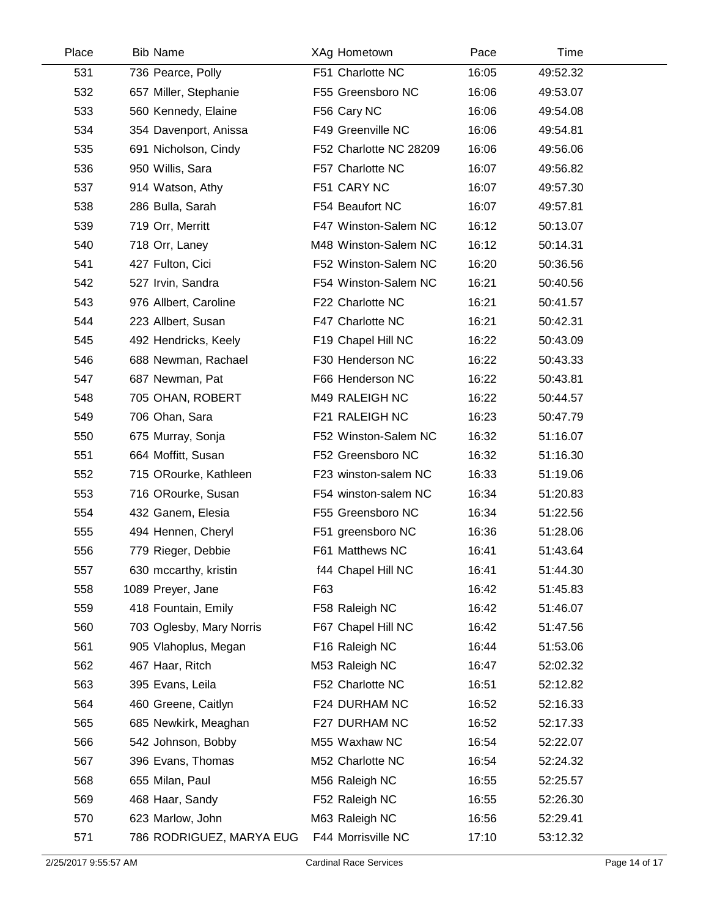| Place | Bib | Name | XAg | Hometown | Pace | Time |
|---|---|---|---|---|---|---|
| 531 | 736 | Pearce, Polly | F51 | Charlotte NC | 16:05 | 49:52.32 |
| 532 | 657 | Miller, Stephanie | F55 | Greensboro NC | 16:06 | 49:53.07 |
| 533 | 560 | Kennedy, Elaine | F56 | Cary NC | 16:06 | 49:54.08 |
| 534 | 354 | Davenport, Anissa | F49 | Greenville NC | 16:06 | 49:54.81 |
| 535 | 691 | Nicholson, Cindy | F52 | Charlotte NC 28209 | 16:06 | 49:56.06 |
| 536 | 950 | Willis, Sara | F57 | Charlotte NC | 16:07 | 49:56.82 |
| 537 | 914 | Watson, Athy | F51 | CARY NC | 16:07 | 49:57.30 |
| 538 | 286 | Bulla, Sarah | F54 | Beaufort NC | 16:07 | 49:57.81 |
| 539 | 719 | Orr, Merritt | F47 | Winston-Salem NC | 16:12 | 50:13.07 |
| 540 | 718 | Orr, Laney | M48 | Winston-Salem NC | 16:12 | 50:14.31 |
| 541 | 427 | Fulton, Cici | F52 | Winston-Salem NC | 16:20 | 50:36.56 |
| 542 | 527 | Irvin, Sandra | F54 | Winston-Salem NC | 16:21 | 50:40.56 |
| 543 | 976 | Allbert, Caroline | F22 | Charlotte NC | 16:21 | 50:41.57 |
| 544 | 223 | Allbert, Susan | F47 | Charlotte NC | 16:21 | 50:42.31 |
| 545 | 492 | Hendricks, Keely | F19 | Chapel Hill NC | 16:22 | 50:43.09 |
| 546 | 688 | Newman, Rachael | F30 | Henderson NC | 16:22 | 50:43.33 |
| 547 | 687 | Newman, Pat | F66 | Henderson NC | 16:22 | 50:43.81 |
| 548 | 705 | OHAN, ROBERT | M49 | RALEIGH NC | 16:22 | 50:44.57 |
| 549 | 706 | Ohan, Sara | F21 | RALEIGH NC | 16:23 | 50:47.79 |
| 550 | 675 | Murray, Sonja | F52 | Winston-Salem NC | 16:32 | 51:16.07 |
| 551 | 664 | Moffitt, Susan | F52 | Greensboro NC | 16:32 | 51:16.30 |
| 552 | 715 | ORourke, Kathleen | F23 | winston-salem NC | 16:33 | 51:19.06 |
| 553 | 716 | ORourke, Susan | F54 | winston-salem NC | 16:34 | 51:20.83 |
| 554 | 432 | Ganem, Elesia | F55 | Greensboro NC | 16:34 | 51:22.56 |
| 555 | 494 | Hennen, Cheryl | F51 | greensboro NC | 16:36 | 51:28.06 |
| 556 | 779 | Rieger, Debbie | F61 | Matthews NC | 16:41 | 51:43.64 |
| 557 | 630 | mccarthy, kristin | f44 | Chapel Hill NC | 16:41 | 51:44.30 |
| 558 | 1089 | Preyer, Jane | F63 | | 16:42 | 51:45.83 |
| 559 | 418 | Fountain, Emily | F58 | Raleigh NC | 16:42 | 51:46.07 |
| 560 | 703 | Oglesby, Mary Norris | F67 | Chapel Hill NC | 16:42 | 51:47.56 |
| 561 | 905 | Vlahoplus, Megan | F16 | Raleigh NC | 16:44 | 51:53.06 |
| 562 | 467 | Haar, Ritch | M53 | Raleigh NC | 16:47 | 52:02.32 |
| 563 | 395 | Evans, Leila | F52 | Charlotte NC | 16:51 | 52:12.82 |
| 564 | 460 | Greene, Caitlyn | F24 | DURHAM NC | 16:52 | 52:16.33 |
| 565 | 685 | Newkirk, Meaghan | F27 | DURHAM NC | 16:52 | 52:17.33 |
| 566 | 542 | Johnson, Bobby | M55 | Waxhaw NC | 16:54 | 52:22.07 |
| 567 | 396 | Evans, Thomas | M52 | Charlotte NC | 16:54 | 52:24.32 |
| 568 | 655 | Milan, Paul | M56 | Raleigh NC | 16:55 | 52:25.57 |
| 569 | 468 | Haar, Sandy | F52 | Raleigh NC | 16:55 | 52:26.30 |
| 570 | 623 | Marlow, John | M63 | Raleigh NC | 16:56 | 52:29.41 |
| 571 | 786 | RODRIGUEZ, MARYA EUG | F44 | Morrisville NC | 17:10 | 53:12.32 |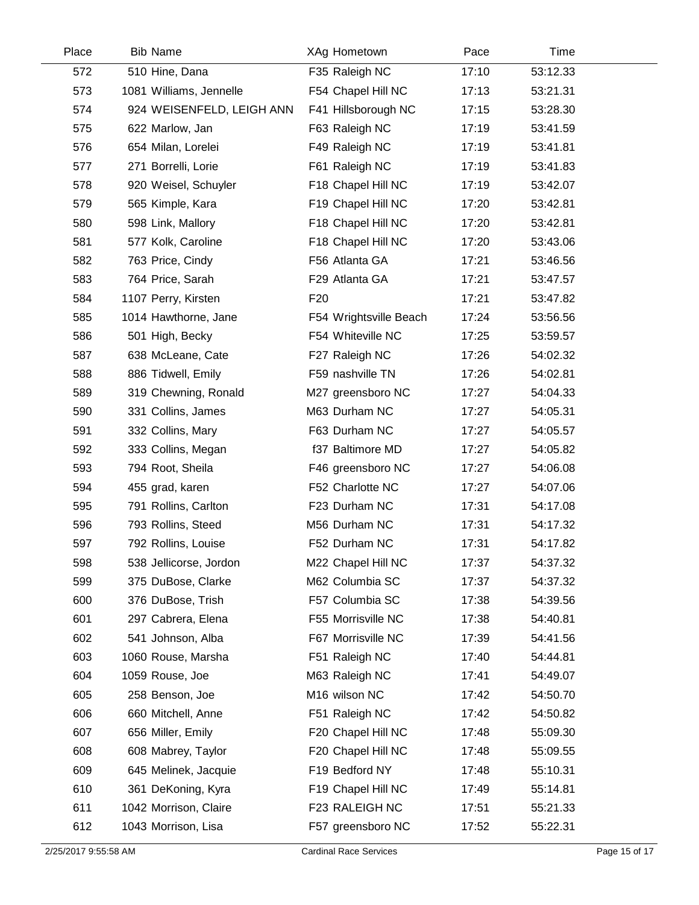| Place | Bib | Name | XAg | Hometown | Pace | Time |
|---|---|---|---|---|---|---|
| 572 | 510 | Hine, Dana | F35 | Raleigh NC | 17:10 | 53:12.33 |
| 573 | 1081 | Williams, Jennelle | F54 | Chapel Hill NC | 17:13 | 53:21.31 |
| 574 | 924 | WEISENFELD, LEIGH ANN | F41 | Hillsborough NC | 17:15 | 53:28.30 |
| 575 | 622 | Marlow, Jan | F63 | Raleigh NC | 17:19 | 53:41.59 |
| 576 | 654 | Milan, Lorelei | F49 | Raleigh NC | 17:19 | 53:41.81 |
| 577 | 271 | Borrelli, Lorie | F61 | Raleigh NC | 17:19 | 53:41.83 |
| 578 | 920 | Weisel, Schuyler | F18 | Chapel Hill NC | 17:19 | 53:42.07 |
| 579 | 565 | Kimple, Kara | F19 | Chapel Hill NC | 17:20 | 53:42.81 |
| 580 | 598 | Link, Mallory | F18 | Chapel Hill NC | 17:20 | 53:42.81 |
| 581 | 577 | Kolk, Caroline | F18 | Chapel Hill NC | 17:20 | 53:43.06 |
| 582 | 763 | Price, Cindy | F56 | Atlanta GA | 17:21 | 53:46.56 |
| 583 | 764 | Price, Sarah | F29 | Atlanta GA | 17:21 | 53:47.57 |
| 584 | 1107 | Perry, Kirsten | F20 | | 17:21 | 53:47.82 |
| 585 | 1014 | Hawthorne, Jane | F54 | Wrightsville Beach | 17:24 | 53:56.56 |
| 586 | 501 | High, Becky | F54 | Whiteville NC | 17:25 | 53:59.57 |
| 587 | 638 | McLeane, Cate | F27 | Raleigh NC | 17:26 | 54:02.32 |
| 588 | 886 | Tidwell, Emily | F59 | nashville TN | 17:26 | 54:02.81 |
| 589 | 319 | Chewning, Ronald | M27 | greensboro NC | 17:27 | 54:04.33 |
| 590 | 331 | Collins, James | M63 | Durham NC | 17:27 | 54:05.31 |
| 591 | 332 | Collins, Mary | F63 | Durham NC | 17:27 | 54:05.57 |
| 592 | 333 | Collins, Megan | f37 | Baltimore MD | 17:27 | 54:05.82 |
| 593 | 794 | Root, Sheila | F46 | greensboro NC | 17:27 | 54:06.08 |
| 594 | 455 | grad, karen | F52 | Charlotte NC | 17:27 | 54:07.06 |
| 595 | 791 | Rollins, Carlton | F23 | Durham NC | 17:31 | 54:17.08 |
| 596 | 793 | Rollins, Steed | M56 | Durham NC | 17:31 | 54:17.32 |
| 597 | 792 | Rollins, Louise | F52 | Durham NC | 17:31 | 54:17.82 |
| 598 | 538 | Jellicorse, Jordon | M22 | Chapel Hill NC | 17:37 | 54:37.32 |
| 599 | 375 | DuBose, Clarke | M62 | Columbia SC | 17:37 | 54:37.32 |
| 600 | 376 | DuBose, Trish | F57 | Columbia SC | 17:38 | 54:39.56 |
| 601 | 297 | Cabrera, Elena | F55 | Morrisville NC | 17:38 | 54:40.81 |
| 602 | 541 | Johnson, Alba | F67 | Morrisville NC | 17:39 | 54:41.56 |
| 603 | 1060 | Rouse, Marsha | F51 | Raleigh NC | 17:40 | 54:44.81 |
| 604 | 1059 | Rouse, Joe | M63 | Raleigh NC | 17:41 | 54:49.07 |
| 605 | 258 | Benson, Joe | M16 | wilson NC | 17:42 | 54:50.70 |
| 606 | 660 | Mitchell, Anne | F51 | Raleigh NC | 17:42 | 54:50.82 |
| 607 | 656 | Miller, Emily | F20 | Chapel Hill NC | 17:48 | 55:09.30 |
| 608 | 608 | Mabrey, Taylor | F20 | Chapel Hill NC | 17:48 | 55:09.55 |
| 609 | 645 | Melinek, Jacquie | F19 | Bedford NY | 17:48 | 55:10.31 |
| 610 | 361 | DeKoning, Kyra | F19 | Chapel Hill NC | 17:49 | 55:14.81 |
| 611 | 1042 | Morrison, Claire | F23 | RALEIGH NC | 17:51 | 55:21.33 |
| 612 | 1043 | Morrison, Lisa | F57 | greensboro NC | 17:52 | 55:22.31 |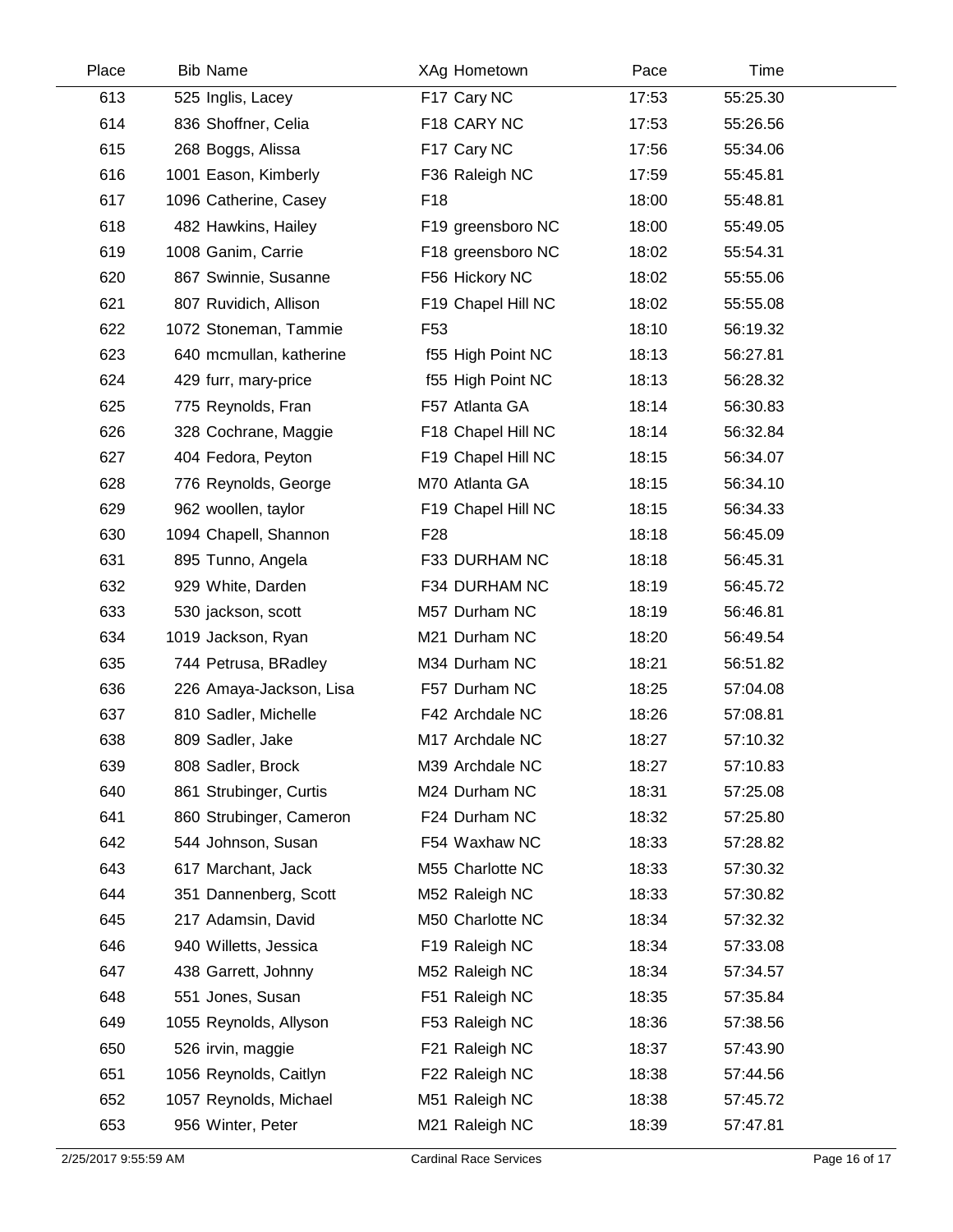| Place | Bib | Name | XAg | Hometown | Pace | Time |
|---|---|---|---|---|---|---|
| 613 | 525 | Inglis, Lacey | F17 | Cary NC | 17:53 | 55:25.30 |
| 614 | 836 | Shoffner, Celia | F18 | CARY NC | 17:53 | 55:26.56 |
| 615 | 268 | Boggs, Alissa | F17 | Cary NC | 17:56 | 55:34.06 |
| 616 | 1001 | Eason, Kimberly | F36 | Raleigh NC | 17:59 | 55:45.81 |
| 617 | 1096 | Catherine, Casey | F18 | | 18:00 | 55:48.81 |
| 618 | 482 | Hawkins, Hailey | F19 | greensboro NC | 18:00 | 55:49.05 |
| 619 | 1008 | Ganim, Carrie | F18 | greensboro NC | 18:02 | 55:54.31 |
| 620 | 867 | Swinnie, Susanne | F56 | Hickory NC | 18:02 | 55:55.06 |
| 621 | 807 | Ruvidich, Allison | F19 | Chapel Hill NC | 18:02 | 55:55.08 |
| 622 | 1072 | Stoneman, Tammie | F53 | | 18:10 | 56:19.32 |
| 623 | 640 | mcmullan, katherine | f55 | High Point NC | 18:13 | 56:27.81 |
| 624 | 429 | furr, mary-price | f55 | High Point NC | 18:13 | 56:28.32 |
| 625 | 775 | Reynolds, Fran | F57 | Atlanta GA | 18:14 | 56:30.83 |
| 626 | 328 | Cochrane, Maggie | F18 | Chapel Hill NC | 18:14 | 56:32.84 |
| 627 | 404 | Fedora, Peyton | F19 | Chapel Hill NC | 18:15 | 56:34.07 |
| 628 | 776 | Reynolds, George | M70 | Atlanta GA | 18:15 | 56:34.10 |
| 629 | 962 | woollen, taylor | F19 | Chapel Hill NC | 18:15 | 56:34.33 |
| 630 | 1094 | Chapell, Shannon | F28 | | 18:18 | 56:45.09 |
| 631 | 895 | Tunno, Angela | F33 | DURHAM NC | 18:18 | 56:45.31 |
| 632 | 929 | White, Darden | F34 | DURHAM NC | 18:19 | 56:45.72 |
| 633 | 530 | jackson, scott | M57 | Durham NC | 18:19 | 56:46.81 |
| 634 | 1019 | Jackson, Ryan | M21 | Durham NC | 18:20 | 56:49.54 |
| 635 | 744 | Petrusa, BRadley | M34 | Durham NC | 18:21 | 56:51.82 |
| 636 | 226 | Amaya-Jackson, Lisa | F57 | Durham NC | 18:25 | 57:04.08 |
| 637 | 810 | Sadler, Michelle | F42 | Archdale NC | 18:26 | 57:08.81 |
| 638 | 809 | Sadler, Jake | M17 | Archdale NC | 18:27 | 57:10.32 |
| 639 | 808 | Sadler, Brock | M39 | Archdale NC | 18:27 | 57:10.83 |
| 640 | 861 | Strubinger, Curtis | M24 | Durham NC | 18:31 | 57:25.08 |
| 641 | 860 | Strubinger, Cameron | F24 | Durham NC | 18:32 | 57:25.80 |
| 642 | 544 | Johnson, Susan | F54 | Waxhaw NC | 18:33 | 57:28.82 |
| 643 | 617 | Marchant, Jack | M55 | Charlotte NC | 18:33 | 57:30.32 |
| 644 | 351 | Dannenberg, Scott | M52 | Raleigh NC | 18:33 | 57:30.82 |
| 645 | 217 | Adamsin, David | M50 | Charlotte NC | 18:34 | 57:32.32 |
| 646 | 940 | Willetts, Jessica | F19 | Raleigh NC | 18:34 | 57:33.08 |
| 647 | 438 | Garrett, Johnny | M52 | Raleigh NC | 18:34 | 57:34.57 |
| 648 | 551 | Jones, Susan | F51 | Raleigh NC | 18:35 | 57:35.84 |
| 649 | 1055 | Reynolds, Allyson | F53 | Raleigh NC | 18:36 | 57:38.56 |
| 650 | 526 | irvin, maggie | F21 | Raleigh NC | 18:37 | 57:43.90 |
| 651 | 1056 | Reynolds, Caitlyn | F22 | Raleigh NC | 18:38 | 57:44.56 |
| 652 | 1057 | Reynolds, Michael | M51 | Raleigh NC | 18:38 | 57:45.72 |
| 653 | 956 | Winter, Peter | M21 | Raleigh NC | 18:39 | 57:47.81 |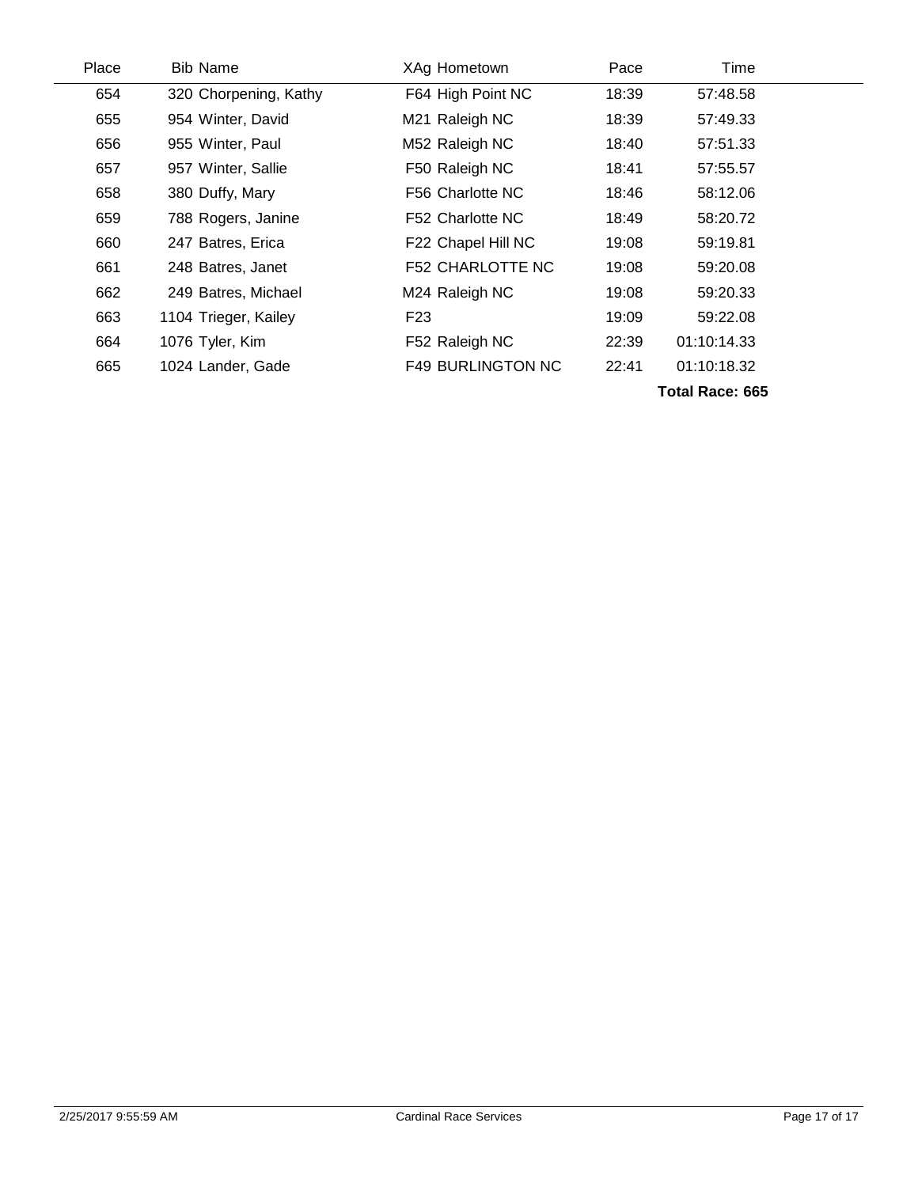| Place | Bib | Name | XAg | Hometown | Pace | Time |
|---|---|---|---|---|---|---|
| 654 | 320 | Chorpening, Kathy | F64 | High Point NC | 18:39 | 57:48.58 |
| 655 | 954 | Winter, David | M21 | Raleigh NC | 18:39 | 57:49.33 |
| 656 | 955 | Winter, Paul | M52 | Raleigh NC | 18:40 | 57:51.33 |
| 657 | 957 | Winter, Sallie | F50 | Raleigh NC | 18:41 | 57:55.57 |
| 658 | 380 | Duffy, Mary | F56 | Charlotte NC | 18:46 | 58:12.06 |
| 659 | 788 | Rogers, Janine | F52 | Charlotte NC | 18:49 | 58:20.72 |
| 660 | 247 | Batres, Erica | F22 | Chapel Hill NC | 19:08 | 59:19.81 |
| 661 | 248 | Batres, Janet | F52 | CHARLOTTE NC | 19:08 | 59:20.08 |
| 662 | 249 | Batres, Michael | M24 | Raleigh NC | 19:08 | 59:20.33 |
| 663 | 1104 | Trieger, Kailey | F23 | | 19:09 | 59:22.08 |
| 664 | 1076 | Tyler, Kim | F52 | Raleigh NC | 22:39 | 01:10:14.33 |
| 665 | 1024 | Lander, Gade | F49 | BURLINGTON NC | 22:41 | 01:10:18.32 |

**Total Race: 665**

2/25/2017 9:55:59 AM Cardinal Race Services